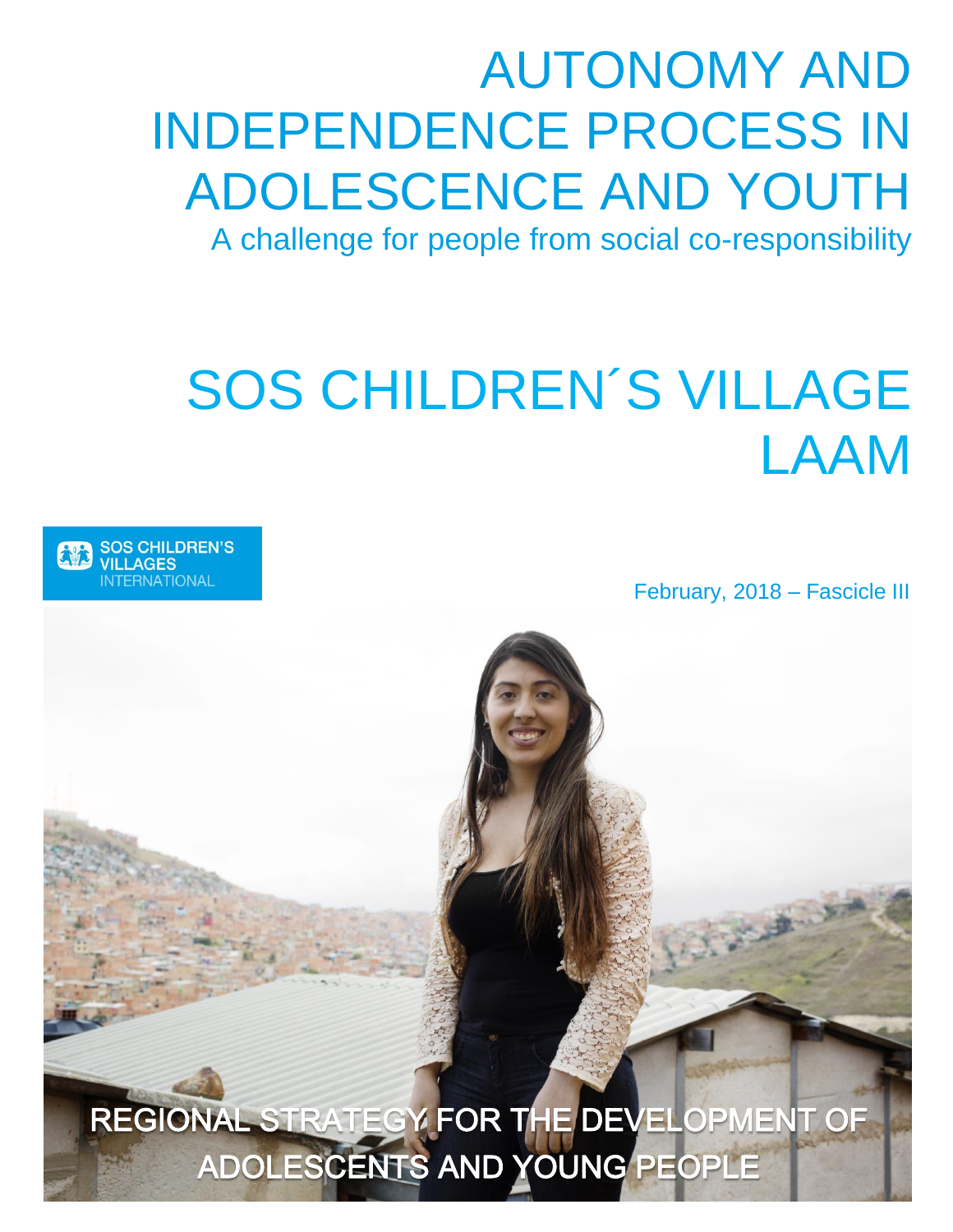# AUTONOMY AND INDEPENDENCE PROCESS IN ADOLESCENCE AND YOUTH

A challenge for people from social co-responsibility

# SOS CHILDREN´S VILLAGE LAAM

SOS CHILDREN'S VILLAGES INTERNATIONAL

February, 2018 – Fascicle III

REGIONAL STRATEGY FOR THE DEVELOPMENT OF ADOLESCENTS AND YOUNG PEOPLE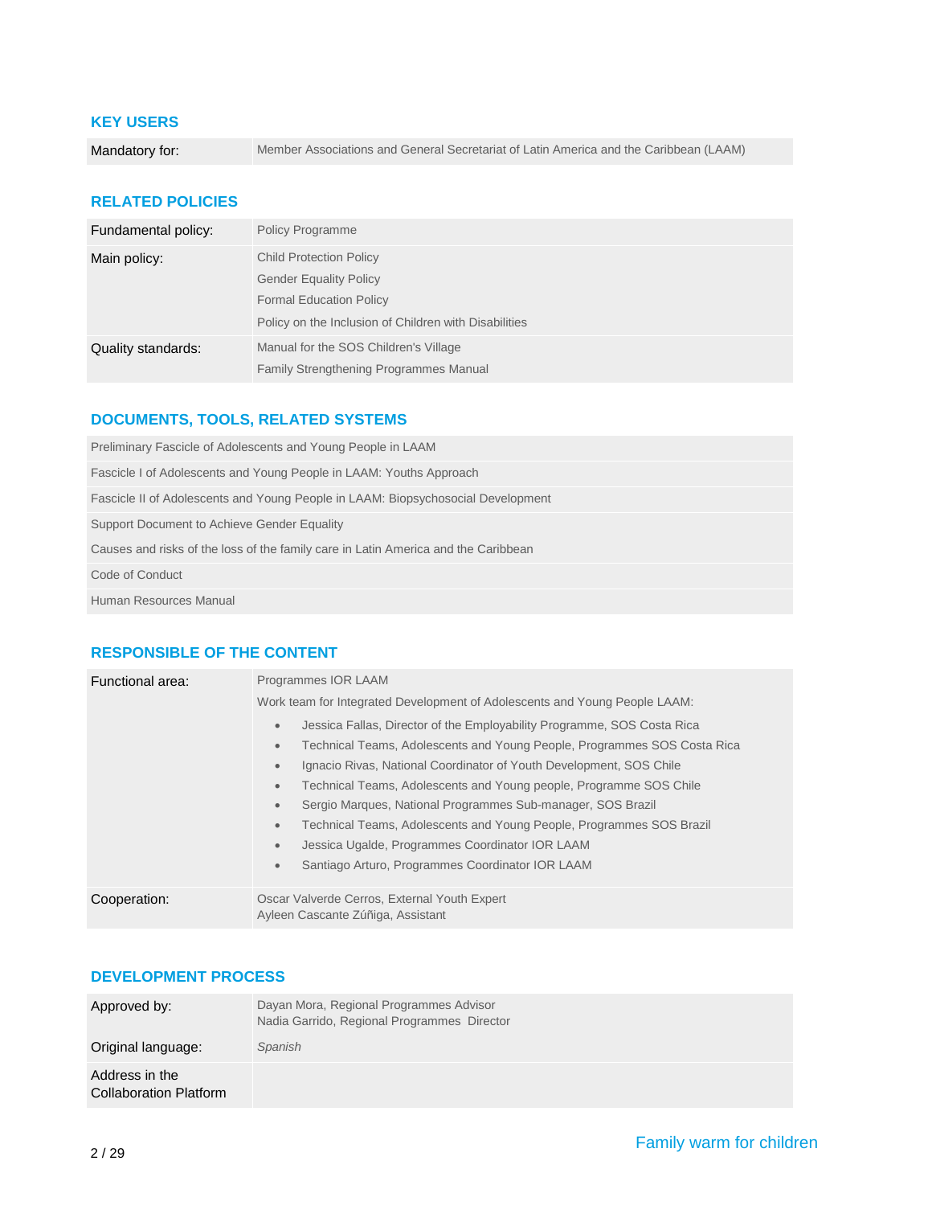## KEY USERS

| | |
|---|---|
| Mandatory for: | Member Associations and General Secretariat of Latin America and the Caribbean (LAAM) |

## RELATED POLICIES

| | |
|---|---|
| Fundamental policy: | Policy Programme |
| Main policy: | Child Protection Policy<br>Gender Equality Policy<br>Formal Education Policy<br>Policy on the Inclusion of Children with Disabilities |
| Quality standards: | Manual for the SOS Children's Village<br>Family Strengthening Programmes Manual |

## DOCUMENTS, TOOLS, RELATED SYSTEMS

| |
|---|
| Preliminary Fascicle of Adolescents and Young People in LAAM |
| Fascicle I of Adolescents and Young People in LAAM: Youths Approach |
| Fascicle II of Adolescents and Young People in LAAM: Biopsychosocial Development |
| Support Document to Achieve Gender Equality |
| Causes and risks of the loss of the family care in Latin America and the Caribbean |
| Code of Conduct |
| Human Resources Manual |

## RESPONSIBLE OF THE CONTENT

| | |
|---|---|
| Functional area: | Programmes IOR LAAM<br>Work team for Integrated Development of Adolescents and Young People LAAM:<br>• Jessica Fallas, Director of the Employability Programme, SOS Costa Rica<br>• Technical Teams, Adolescents and Young People, Programmes SOS Costa Rica<br>• Ignacio Rivas, National Coordinator of Youth Development, SOS Chile<br>• Technical Teams, Adolescents and Young people, Programme SOS Chile<br>• Sergio Marques, National Programmes Sub-manager, SOS Brazil<br>• Technical Teams, Adolescents and Young People, Programmes SOS Brazil<br>• Jessica Ugalde, Programmes Coordinator IOR LAAM<br>• Santiago Arturo, Programmes Coordinator IOR LAAM |
| Cooperation: | Oscar Valverde Cerros, External Youth Expert<br>Ayleen Cascante Zúñiga, Assistant |

## DEVELOPMENT PROCESS

| | |
|---|---|
| Approved by: | Dayan Mora, Regional Programmes Advisor<br>Nadia Garrido, Regional Programmes Director |
| Original language: | *Spanish* |
| Address in the Collaboration Platform | |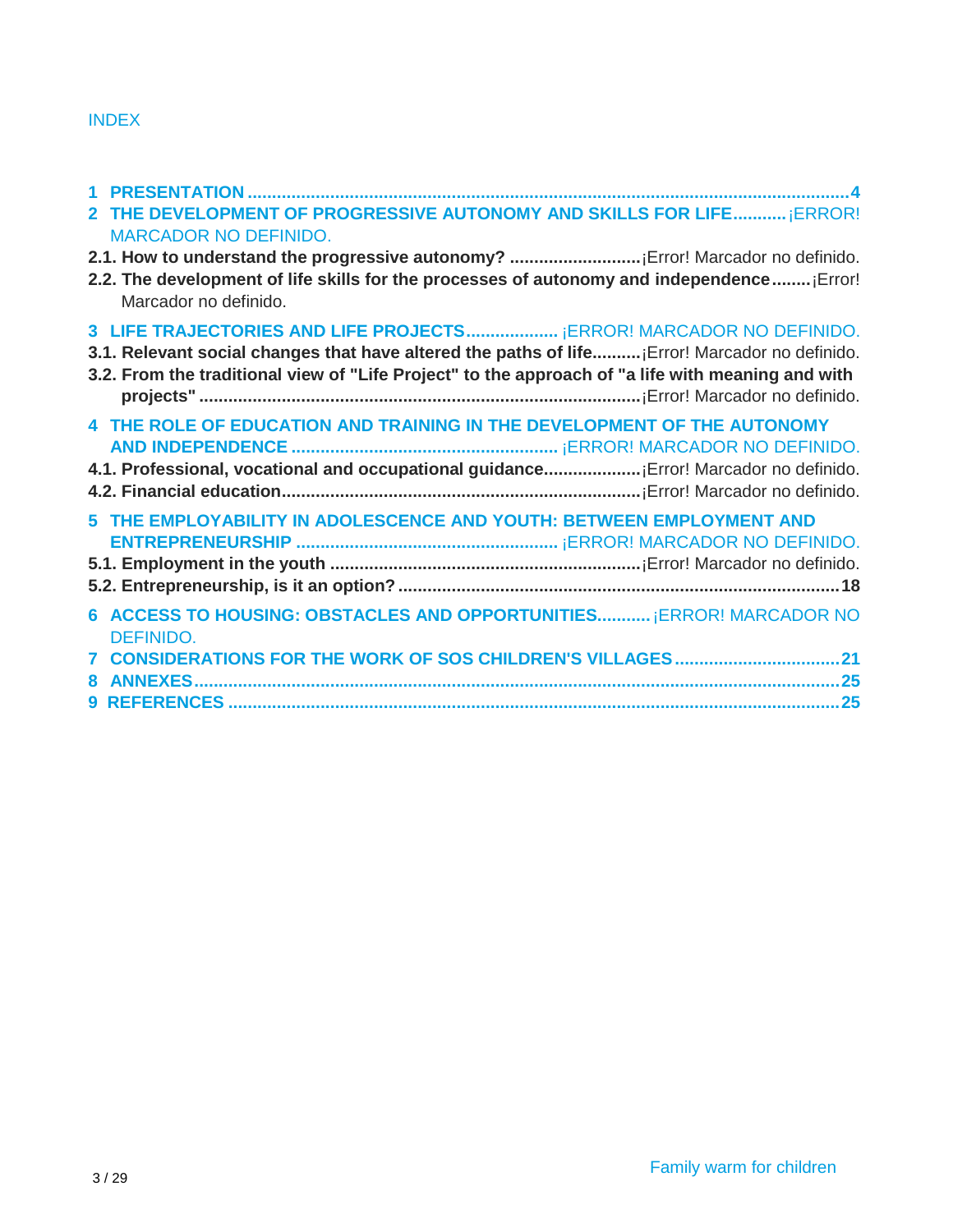INDEX

**1 PRESENTATION ....................................................................................................................... 4**

**2 THE DEVELOPMENT OF PROGRESSIVE AUTONOMY AND SKILLS FOR LIFE...........** ¡ERROR! MARCADOR NO DEFINIDO.

**2.1. How to understand the progressive autonomy? ..........................** ¡Error! Marcador no definido.

**2.2. The development of life skills for the processes of autonomy and independence........** ¡Error! Marcador no definido.

**3 LIFE TRAJECTORIES AND LIFE PROJECTS..................** ¡ERROR! MARCADOR NO DEFINIDO.

**3.1. Relevant social changes that have altered the paths of life..........** ¡Error! Marcador no definido.

**3.2. From the traditional view of "Life Project" to the approach of "a life with meaning and with projects" ..........................................................................................** ¡Error! Marcador no definido.

**4 THE ROLE OF EDUCATION AND TRAINING IN THE DEVELOPMENT OF THE AUTONOMY AND INDEPENDENCE ......................................................** ¡ERROR! MARCADOR NO DEFINIDO.

**4.1. Professional, vocational and occupational guidance...................** ¡Error! Marcador no definido.

**4.2. Financial education.........................................................................** ¡Error! Marcador no definido.

**5 THE EMPLOYABILITY IN ADOLESCENCE AND YOUTH: BETWEEN EMPLOYMENT AND ENTREPRENEURSHIP .....................................................** ¡ERROR! MARCADOR NO DEFINIDO.

**5.1. Employment in the youth ...............................................................** ¡Error! Marcador no definido.

**5.2. Entrepreneurship, is it an option? ........................................................................................ 18**

**6 ACCESS TO HOUSING: OBSTACLES AND OPPORTUNITIES...........** ¡ERROR! MARCADOR NO DEFINIDO.

**7 CONSIDERATIONS FOR THE WORK OF SOS CHILDREN'S VILLAGES ................................. 21**

**8 ANNEXES.................................................................................................................................. 25**

**9 REFERENCES ........................................................................................................................... 25**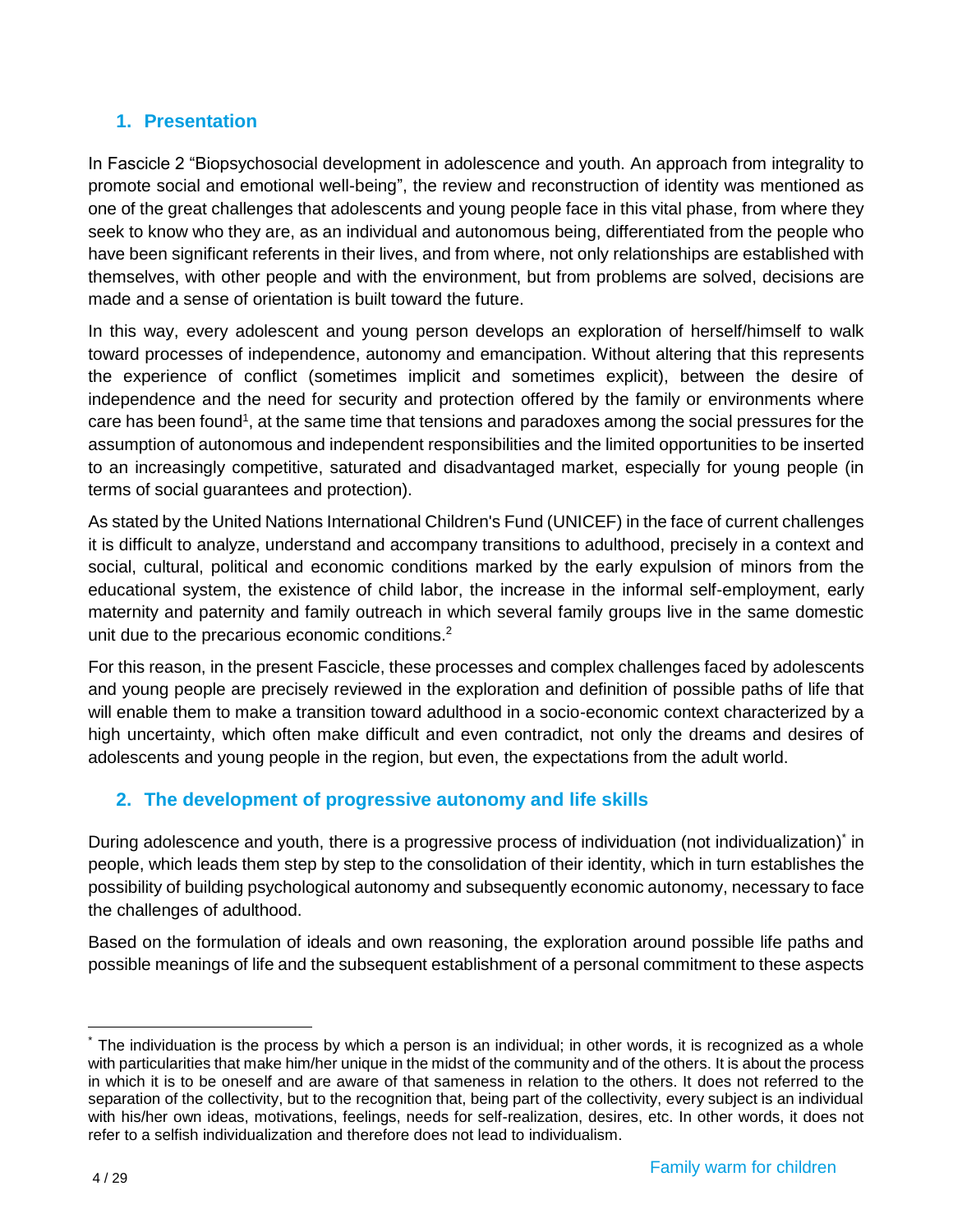## 1. Presentation

In Fascicle 2 "Biopsychosocial development in adolescence and youth. An approach from integrality to promote social and emotional well-being", the review and reconstruction of identity was mentioned as one of the great challenges that adolescents and young people face in this vital phase, from where they seek to know who they are, as an individual and autonomous being, differentiated from the people who have been significant referents in their lives, and from where, not only relationships are established with themselves, with other people and with the environment, but from problems are solved, decisions are made and a sense of orientation is built toward the future.

In this way, every adolescent and young person develops an exploration of herself/himself to walk toward processes of independence, autonomy and emancipation. Without altering that this represents the experience of conflict (sometimes implicit and sometimes explicit), between the desire of independence and the need for security and protection offered by the family or environments where care has been found[1], at the same time that tensions and paradoxes among the social pressures for the assumption of autonomous and independent responsibilities and the limited opportunities to be inserted to an increasingly competitive, saturated and disadvantaged market, especially for young people (in terms of social guarantees and protection).

As stated by the United Nations International Children's Fund (UNICEF) in the face of current challenges it is difficult to analyze, understand and accompany transitions to adulthood, precisely in a context and social, cultural, political and economic conditions marked by the early expulsion of minors from the educational system, the existence of child labor, the increase in the informal self-employment, early maternity and paternity and family outreach in which several family groups live in the same domestic unit due to the precarious economic conditions.[2]

For this reason, in the present Fascicle, these processes and complex challenges faced by adolescents and young people are precisely reviewed in the exploration and definition of possible paths of life that will enable them to make a transition toward adulthood in a socio-economic context characterized by a high uncertainty, which often make difficult and even contradict, not only the dreams and desires of adolescents and young people in the region, but even, the expectations from the adult world.

## 2. The development of progressive autonomy and life skills

During adolescence and youth, there is a progressive process of individuation (not individualization)[*] in people, which leads them step by step to the consolidation of their identity, which in turn establishes the possibility of building psychological autonomy and subsequently economic autonomy, necessary to face the challenges of adulthood.

Based on the formulation of ideals and own reasoning, the exploration around possible life paths and possible meanings of life and the subsequent establishment of a personal commitment to these aspects

---

[*] The individuation is the process by which a person is an individual; in other words, it is recognized as a whole with particularities that make him/her unique in the midst of the community and of the others. It is about the process in which it is to be oneself and are aware of that sameness in relation to the others. It does not referred to the separation of the collectivity, but to the recognition that, being part of the collectivity, every subject is an individual with his/her own ideas, motivations, feelings, needs for self-realization, desires, etc. In other words, it does not refer to a selfish individualization and therefore does not lead to individualism.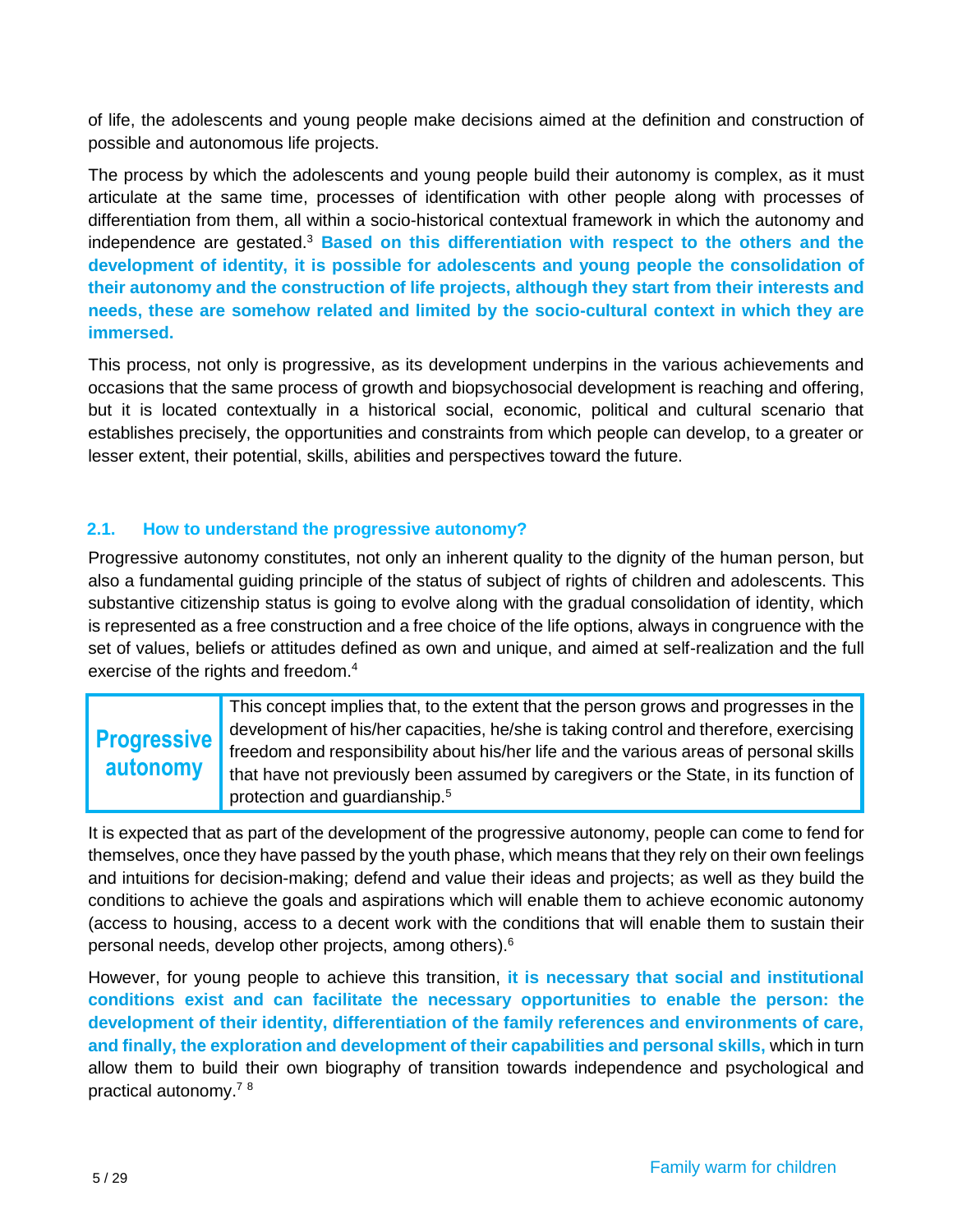of life, the adolescents and young people make decisions aimed at the definition and construction of possible and autonomous life projects.

The process by which the adolescents and young people build their autonomy is complex, as it must articulate at the same time, processes of identification with other people along with processes of differentiation from them, all within a socio-historical contextual framework in which the autonomy and independence are gestated.[3] **Based on this differentiation with respect to the others and the development of identity, it is possible for adolescents and young people the consolidation of their autonomy and the construction of life projects, although they start from their interests and needs, these are somehow related and limited by the socio-cultural context in which they are immersed.**

This process, not only is progressive, as its development underpins in the various achievements and occasions that the same process of growth and biopsychosocial development is reaching and offering, but it is located contextually in a historical social, economic, political and cultural scenario that establishes precisely, the opportunities and constraints from which people can develop, to a greater or lesser extent, their potential, skills, abilities and perspectives toward the future.

## 2.1. How to understand the progressive autonomy?

Progressive autonomy constitutes, not only an inherent quality to the dignity of the human person, but also a fundamental guiding principle of the status of subject of rights of children and adolescents. This substantive citizenship status is going to evolve along with the gradual consolidation of identity, which is represented as a free construction and a free choice of the life options, always in congruence with the set of values, beliefs or attitudes defined as own and unique, and aimed at self-realization and the full exercise of the rights and freedom.[4]

| **Progressive autonomy** | This concept implies that, to the extent that the person grows and progresses in the development of his/her capacities, he/she is taking control and therefore, exercising freedom and responsibility about his/her life and the various areas of personal skills that have not previously been assumed by caregivers or the State, in its function of protection and guardianship.[5] |
|---|---|

It is expected that as part of the development of the progressive autonomy, people can come to fend for themselves, once they have passed by the youth phase, which means that they rely on their own feelings and intuitions for decision-making; defend and value their ideas and projects; as well as they build the conditions to achieve the goals and aspirations which will enable them to achieve economic autonomy (access to housing, access to a decent work with the conditions that will enable them to sustain their personal needs, develop other projects, among others).[6]

However, for young people to achieve this transition, **it is necessary that social and institutional conditions exist and can facilitate the necessary opportunities to enable the person: the development of their identity, differentiation of the family references and environments of care, and finally, the exploration and development of their capabilities and personal skills,** which in turn allow them to build their own biography of transition towards independence and psychological and practical autonomy.[7] [8]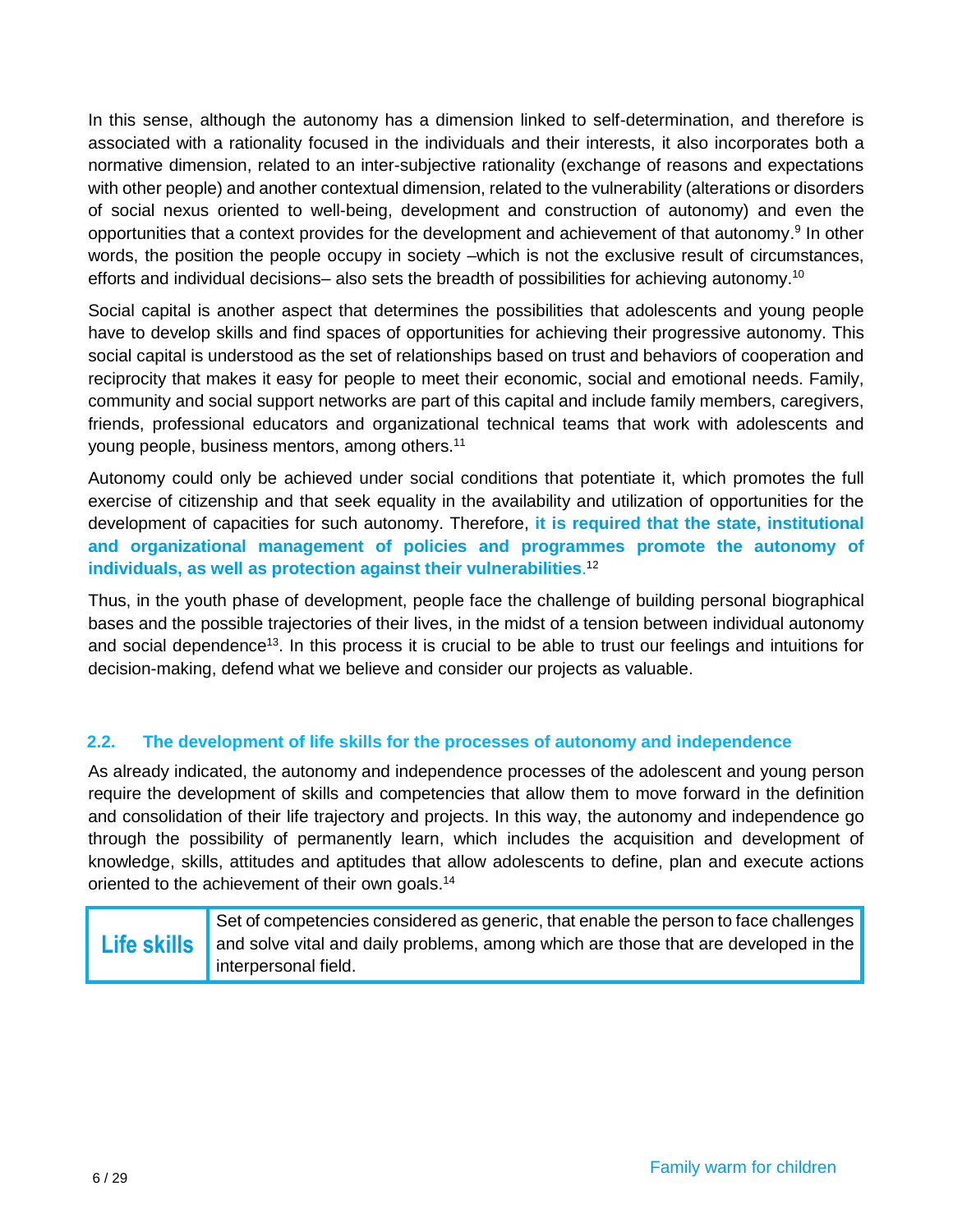In this sense, although the autonomy has a dimension linked to self-determination, and therefore is associated with a rationality focused in the individuals and their interests, it also incorporates both a normative dimension, related to an inter-subjective rationality (exchange of reasons and expectations with other people) and another contextual dimension, related to the vulnerability (alterations or disorders of social nexus oriented to well-being, development and construction of autonomy) and even the opportunities that a context provides for the development and achievement of that autonomy.[9] In other words, the position the people occupy in society –which is not the exclusive result of circumstances, efforts and individual decisions– also sets the breadth of possibilities for achieving autonomy.[10]

Social capital is another aspect that determines the possibilities that adolescents and young people have to develop skills and find spaces of opportunities for achieving their progressive autonomy. This social capital is understood as the set of relationships based on trust and behaviors of cooperation and reciprocity that makes it easy for people to meet their economic, social and emotional needs. Family, community and social support networks are part of this capital and include family members, caregivers, friends, professional educators and organizational technical teams that work with adolescents and young people, business mentors, among others.[11]

Autonomy could only be achieved under social conditions that potentiate it, which promotes the full exercise of citizenship and that seek equality in the availability and utilization of opportunities for the development of capacities for such autonomy. Therefore, **it is required that the state, institutional and organizational management of policies and programmes promote the autonomy of individuals, as well as protection against their vulnerabilities**.[12]

Thus, in the youth phase of development, people face the challenge of building personal biographical bases and the possible trajectories of their lives, in the midst of a tension between individual autonomy and social dependence[13]. In this process it is crucial to be able to trust our feelings and intuitions for decision-making, defend what we believe and consider our projects as valuable.

## 2.2. The development of life skills for the processes of autonomy and independence

As already indicated, the autonomy and independence processes of the adolescent and young person require the development of skills and competencies that allow them to move forward in the definition and consolidation of their life trajectory and projects. In this way, the autonomy and independence go through the possibility of permanently learn, which includes the acquisition and development of knowledge, skills, attitudes and aptitudes that allow adolescents to define, plan and execute actions oriented to the achievement of their own goals.[14]

| **Life skills** | Set of competencies considered as generic, that enable the person to face challenges and solve vital and daily problems, among which are those that are developed in the interpersonal field. |
|---|---|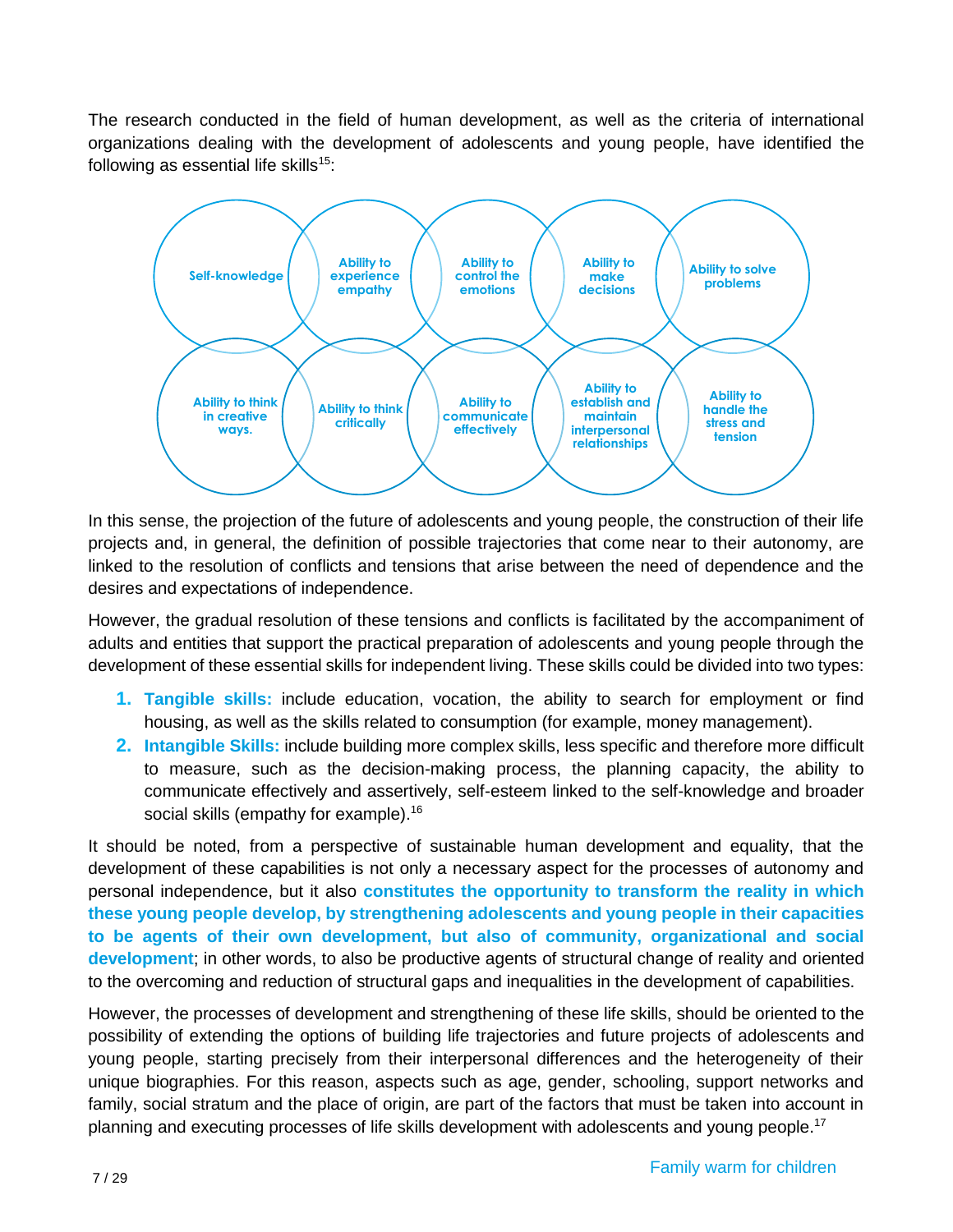The research conducted in the field of human development, as well as the criteria of international organizations dealing with the development of adolescents and young people, have identified the following as essential life skills[15]:

- Self-knowledge
- Ability to experience empathy
- Ability to control the emotions
- Ability to make decisions
- Ability to solve problems
- Ability to think in creative ways.
- Ability to think critically
- Ability to communicate effectively
- Ability to establish and maintain interpersonal relationships
- Ability to handle the stress and tension

In this sense, the projection of the future of adolescents and young people, the construction of their life projects and, in general, the definition of possible trajectories that come near to their autonomy, are linked to the resolution of conflicts and tensions that arise between the need of dependence and the desires and expectations of independence.

However, the gradual resolution of these tensions and conflicts is facilitated by the accompaniment of adults and entities that support the practical preparation of adolescents and young people through the development of these essential skills for independent living. These skills could be divided into two types:

1. **Tangible skills:** include education, vocation, the ability to search for employment or find housing, as well as the skills related to consumption (for example, money management).
2. **Intangible Skills:** include building more complex skills, less specific and therefore more difficult to measure, such as the decision-making process, the planning capacity, the ability to communicate effectively and assertively, self-esteem linked to the self-knowledge and broader social skills (empathy for example).[16]

It should be noted, from a perspective of sustainable human development and equality, that the development of these capabilities is not only a necessary aspect for the processes of autonomy and personal independence, but it also **constitutes the opportunity to transform the reality in which these young people develop, by strengthening adolescents and young people in their capacities to be agents of their own development, but also of community, organizational and social development**; in other words, to also be productive agents of structural change of reality and oriented to the overcoming and reduction of structural gaps and inequalities in the development of capabilities.

However, the processes of development and strengthening of these life skills, should be oriented to the possibility of extending the options of building life trajectories and future projects of adolescents and young people, starting precisely from their interpersonal differences and the heterogeneity of their unique biographies. For this reason, aspects such as age, gender, schooling, support networks and family, social stratum and the place of origin, are part of the factors that must be taken into account in planning and executing processes of life skills development with adolescents and young people.[17]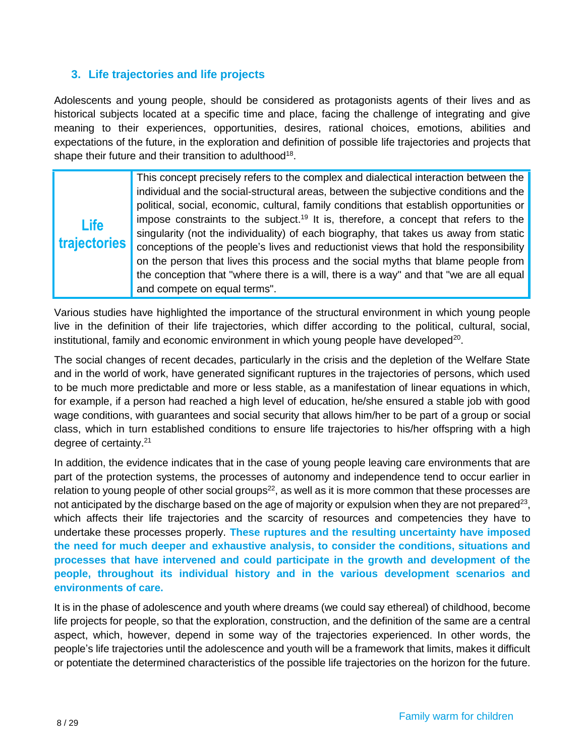## 3. Life trajectories and life projects

Adolescents and young people, should be considered as protagonists agents of their lives and as historical subjects located at a specific time and place, facing the challenge of integrating and give meaning to their experiences, opportunities, desires, rational choices, emotions, abilities and expectations of the future, in the exploration and definition of possible life trajectories and projects that shape their future and their transition to adulthood[18].

| **Life trajectories** | This concept precisely refers to the complex and dialectical interaction between the individual and the social-structural areas, between the subjective conditions and the political, social, economic, cultural, family conditions that establish opportunities or impose constraints to the subject.[19] It is, therefore, a concept that refers to the singularity (not the individuality) of each biography, that takes us away from static conceptions of the people's lives and reductionist views that hold the responsibility on the person that lives this process and the social myths that blame people from the conception that "where there is a will, there is a way" and that "we are all equal and compete on equal terms". |
|---|---|

Various studies have highlighted the importance of the structural environment in which young people live in the definition of their life trajectories, which differ according to the political, cultural, social, institutional, family and economic environment in which young people have developed[20].

The social changes of recent decades, particularly in the crisis and the depletion of the Welfare State and in the world of work, have generated significant ruptures in the trajectories of persons, which used to be much more predictable and more or less stable, as a manifestation of linear equations in which, for example, if a person had reached a high level of education, he/she ensured a stable job with good wage conditions, with guarantees and social security that allows him/her to be part of a group or social class, which in turn established conditions to ensure life trajectories to his/her offspring with a high degree of certainty.[21]

In addition, the evidence indicates that in the case of young people leaving care environments that are part of the protection systems, the processes of autonomy and independence tend to occur earlier in relation to young people of other social groups[22], as well as it is more common that these processes are not anticipated by the discharge based on the age of majority or expulsion when they are not prepared[23], which affects their life trajectories and the scarcity of resources and competencies they have to undertake these processes properly. **These ruptures and the resulting uncertainty have imposed the need for much deeper and exhaustive analysis, to consider the conditions, situations and processes that have intervened and could participate in the growth and development of the people, throughout its individual history and in the various development scenarios and environments of care.**

It is in the phase of adolescence and youth where dreams (we could say ethereal) of childhood, become life projects for people, so that the exploration, construction, and the definition of the same are a central aspect, which, however, depend in some way of the trajectories experienced. In other words, the people's life trajectories until the adolescence and youth will be a framework that limits, makes it difficult or potentiate the determined characteristics of the possible life trajectories on the horizon for the future.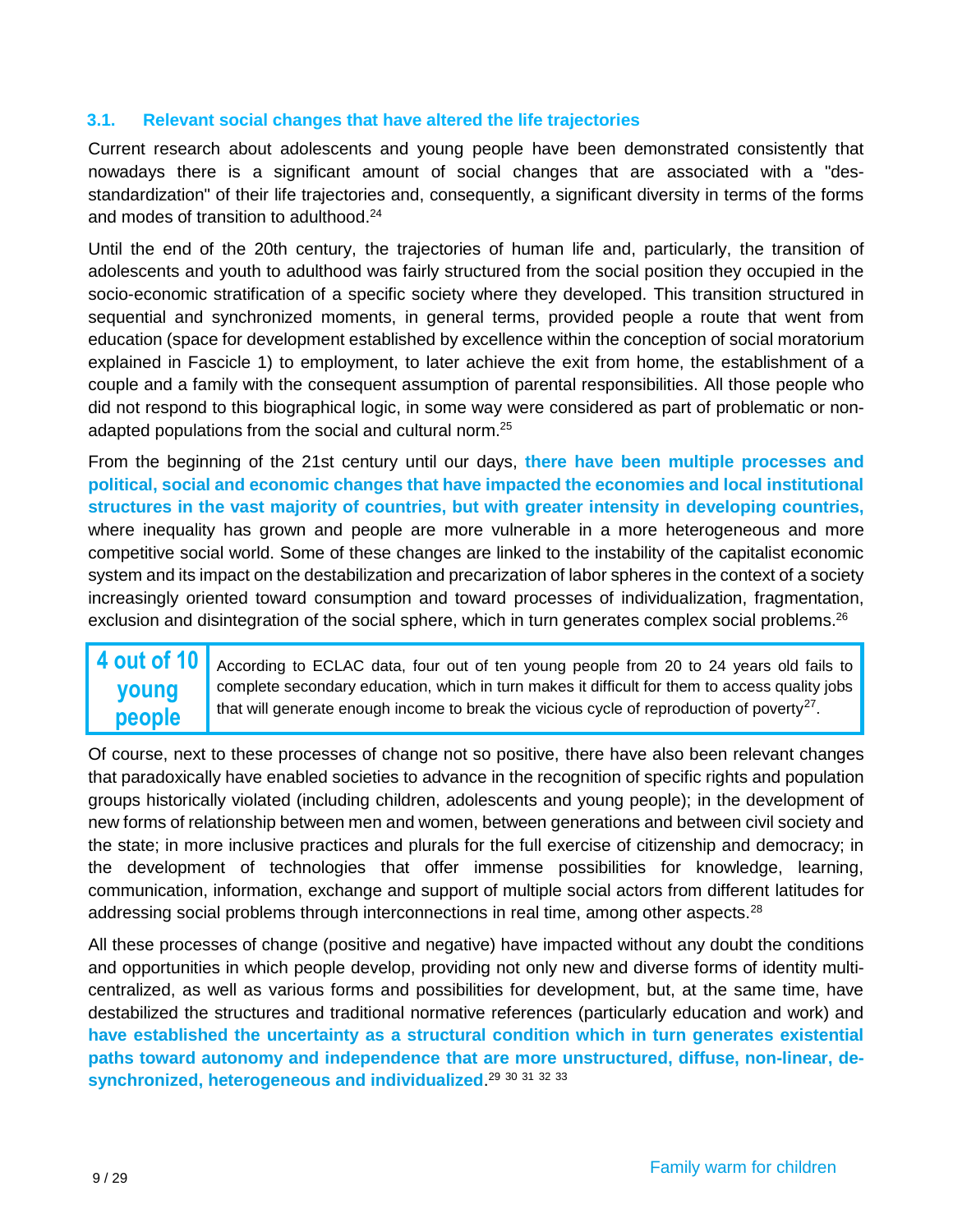### 3.1. Relevant social changes that have altered the life trajectories

Current research about adolescents and young people have been demonstrated consistently that nowadays there is a significant amount of social changes that are associated with a "des-standardization" of their life trajectories and, consequently, a significant diversity in terms of the forms and modes of transition to adulthood.[24]

Until the end of the 20th century, the trajectories of human life and, particularly, the transition of adolescents and youth to adulthood was fairly structured from the social position they occupied in the socio-economic stratification of a specific society where they developed. This transition structured in sequential and synchronized moments, in general terms, provided people a route that went from education (space for development established by excellence within the conception of social moratorium explained in Fascicle 1) to employment, to later achieve the exit from home, the establishment of a couple and a family with the consequent assumption of parental responsibilities. All those people who did not respond to this biographical logic, in some way were considered as part of problematic or non-adapted populations from the social and cultural norm.[25]

From the beginning of the 21st century until our days, **there have been multiple processes and political, social and economic changes that have impacted the economies and local institutional structures in the vast majority of countries, but with greater intensity in developing countries,** where inequality has grown and people are more vulnerable in a more heterogeneous and more competitive social world. Some of these changes are linked to the instability of the capitalist economic system and its impact on the destabilization and precarization of labor spheres in the context of a society increasingly oriented toward consumption and toward processes of individualization, fragmentation, exclusion and disintegration of the social sphere, which in turn generates complex social problems.[26]

| **4 out of 10 young people** | According to ECLAC data, four out of ten young people from 20 to 24 years old fails to complete secondary education, which in turn makes it difficult for them to access quality jobs that will generate enough income to break the vicious cycle of reproduction of poverty[27]. |
|---|---|

Of course, next to these processes of change not so positive, there have also been relevant changes that paradoxically have enabled societies to advance in the recognition of specific rights and population groups historically violated (including children, adolescents and young people); in the development of new forms of relationship between men and women, between generations and between civil society and the state; in more inclusive practices and plurals for the full exercise of citizenship and democracy; in the development of technologies that offer immense possibilities for knowledge, learning, communication, information, exchange and support of multiple social actors from different latitudes for addressing social problems through interconnections in real time, among other aspects.[28]

All these processes of change (positive and negative) have impacted without any doubt the conditions and opportunities in which people develop, providing not only new and diverse forms of identity multi-centralized, as well as various forms and possibilities for development, but, at the same time, have destabilized the structures and traditional normative references (particularly education and work) and **have established the uncertainty as a structural condition which in turn generates existential paths toward autonomy and independence that are more unstructured, diffuse, non-linear, de-synchronized, heterogeneous and individualized**.[29] [30] [31] [32] [33]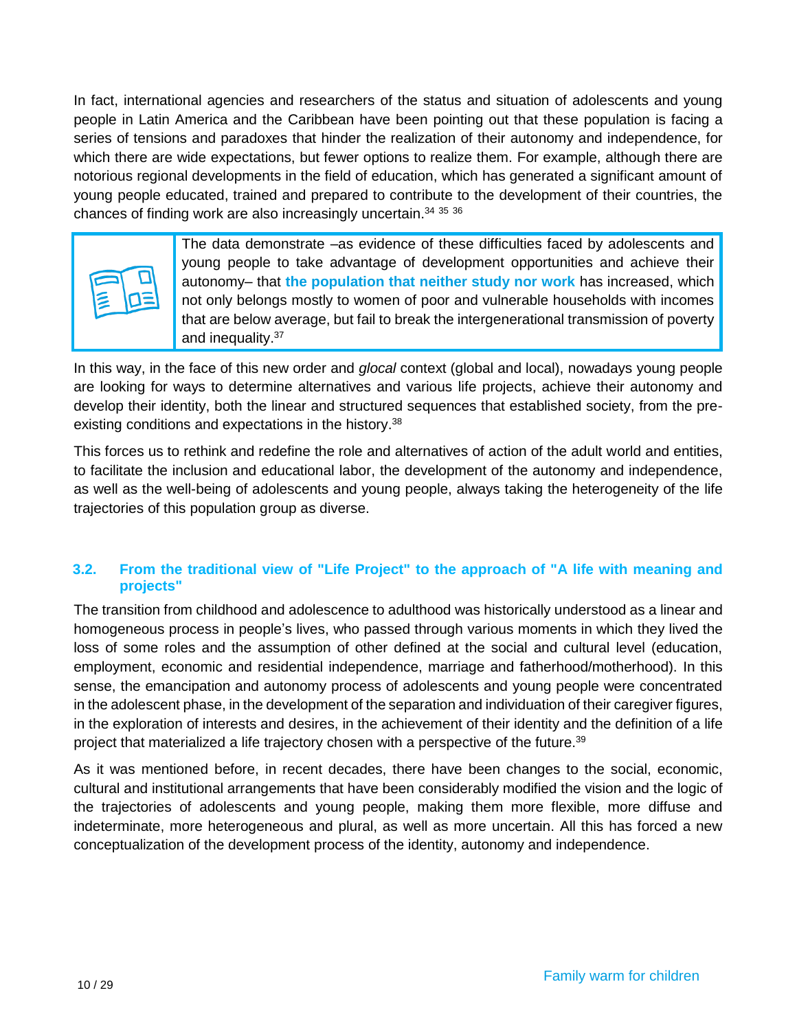In fact, international agencies and researchers of the status and situation of adolescents and young people in Latin America and the Caribbean have been pointing out that these population is facing a series of tensions and paradoxes that hinder the realization of their autonomy and independence, for which there are wide expectations, but fewer options to realize them. For example, although there are notorious regional developments in the field of education, which has generated a significant amount of young people educated, trained and prepared to contribute to the development of their countries, the chances of finding work are also increasingly uncertain.[34] [35] [36]

> The data demonstrate –as evidence of these difficulties faced by adolescents and young people to take advantage of development opportunities and achieve their autonomy– that **the population that neither study nor work** has increased, which not only belongs mostly to women of poor and vulnerable households with incomes that are below average, but fail to break the intergenerational transmission of poverty and inequality.[37]

In this way, in the face of this new order and *glocal* context (global and local), nowadays young people are looking for ways to determine alternatives and various life projects, achieve their autonomy and develop their identity, both the linear and structured sequences that established society, from the pre-existing conditions and expectations in the history.[38]

This forces us to rethink and redefine the role and alternatives of action of the adult world and entities, to facilitate the inclusion and educational labor, the development of the autonomy and independence, as well as the well-being of adolescents and young people, always taking the heterogeneity of the life trajectories of this population group as diverse.

### 3.2. From the traditional view of "Life Project" to the approach of "A life with meaning and projects"

The transition from childhood and adolescence to adulthood was historically understood as a linear and homogeneous process in people's lives, who passed through various moments in which they lived the loss of some roles and the assumption of other defined at the social and cultural level (education, employment, economic and residential independence, marriage and fatherhood/motherhood). In this sense, the emancipation and autonomy process of adolescents and young people were concentrated in the adolescent phase, in the development of the separation and individuation of their caregiver figures, in the exploration of interests and desires, in the achievement of their identity and the definition of a life project that materialized a life trajectory chosen with a perspective of the future.[39]

As it was mentioned before, in recent decades, there have been changes to the social, economic, cultural and institutional arrangements that have been considerably modified the vision and the logic of the trajectories of adolescents and young people, making them more flexible, more diffuse and indeterminate, more heterogeneous and plural, as well as more uncertain. All this has forced a new conceptualization of the development process of the identity, autonomy and independence.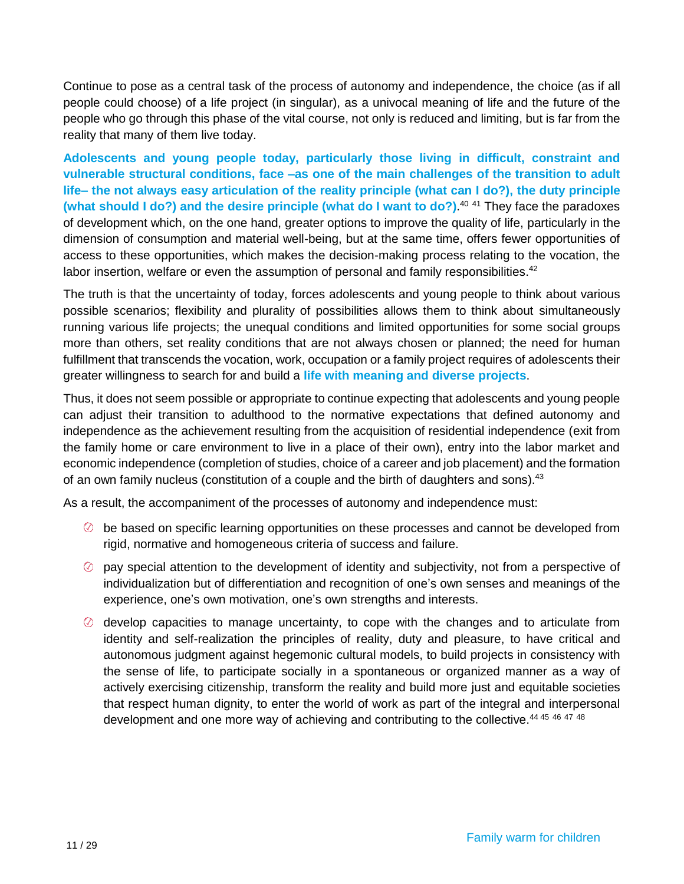Continue to pose as a central task of the process of autonomy and independence, the choice (as if all people could choose) of a life project (in singular), as a univocal meaning of life and the future of the people who go through this phase of the vital course, not only is reduced and limiting, but is far from the reality that many of them live today.

**Adolescents and young people today, particularly those living in difficult, constraint and vulnerable structural conditions, face –as one of the main challenges of the transition to adult life– the not always easy articulation of the reality principle (what can I do?), the duty principle (what should I do?) and the desire principle (what do I want to do?)**.[40] [41] They face the paradoxes of development which, on the one hand, greater options to improve the quality of life, particularly in the dimension of consumption and material well-being, but at the same time, offers fewer opportunities of access to these opportunities, which makes the decision-making process relating to the vocation, the labor insertion, welfare or even the assumption of personal and family responsibilities.[42]

The truth is that the uncertainty of today, forces adolescents and young people to think about various possible scenarios; flexibility and plurality of possibilities allows them to think about simultaneously running various life projects; the unequal conditions and limited opportunities for some social groups more than others, set reality conditions that are not always chosen or planned; the need for human fulfillment that transcends the vocation, work, occupation or a family project requires of adolescents their greater willingness to search for and build a **life with meaning and diverse projects**.

Thus, it does not seem possible or appropriate to continue expecting that adolescents and young people can adjust their transition to adulthood to the normative expectations that defined autonomy and independence as the achievement resulting from the acquisition of residential independence (exit from the family home or care environment to live in a place of their own), entry into the labor market and economic independence (completion of studies, choice of a career and job placement) and the formation of an own family nucleus (constitution of a couple and the birth of daughters and sons).[43]

As a result, the accompaniment of the processes of autonomy and independence must:

- be based on specific learning opportunities on these processes and cannot be developed from rigid, normative and homogeneous criteria of success and failure.
- pay special attention to the development of identity and subjectivity, not from a perspective of individualization but of differentiation and recognition of one's own senses and meanings of the experience, one's own motivation, one's own strengths and interests.
- develop capacities to manage uncertainty, to cope with the changes and to articulate from identity and self-realization the principles of reality, duty and pleasure, to have critical and autonomous judgment against hegemonic cultural models, to build projects in consistency with the sense of life, to participate socially in a spontaneous or organized manner as a way of actively exercising citizenship, transform the reality and build more just and equitable societies that respect human dignity, to enter the world of work as part of the integral and interpersonal development and one more way of achieving and contributing to the collective.[44] [45] [46] [47] [48]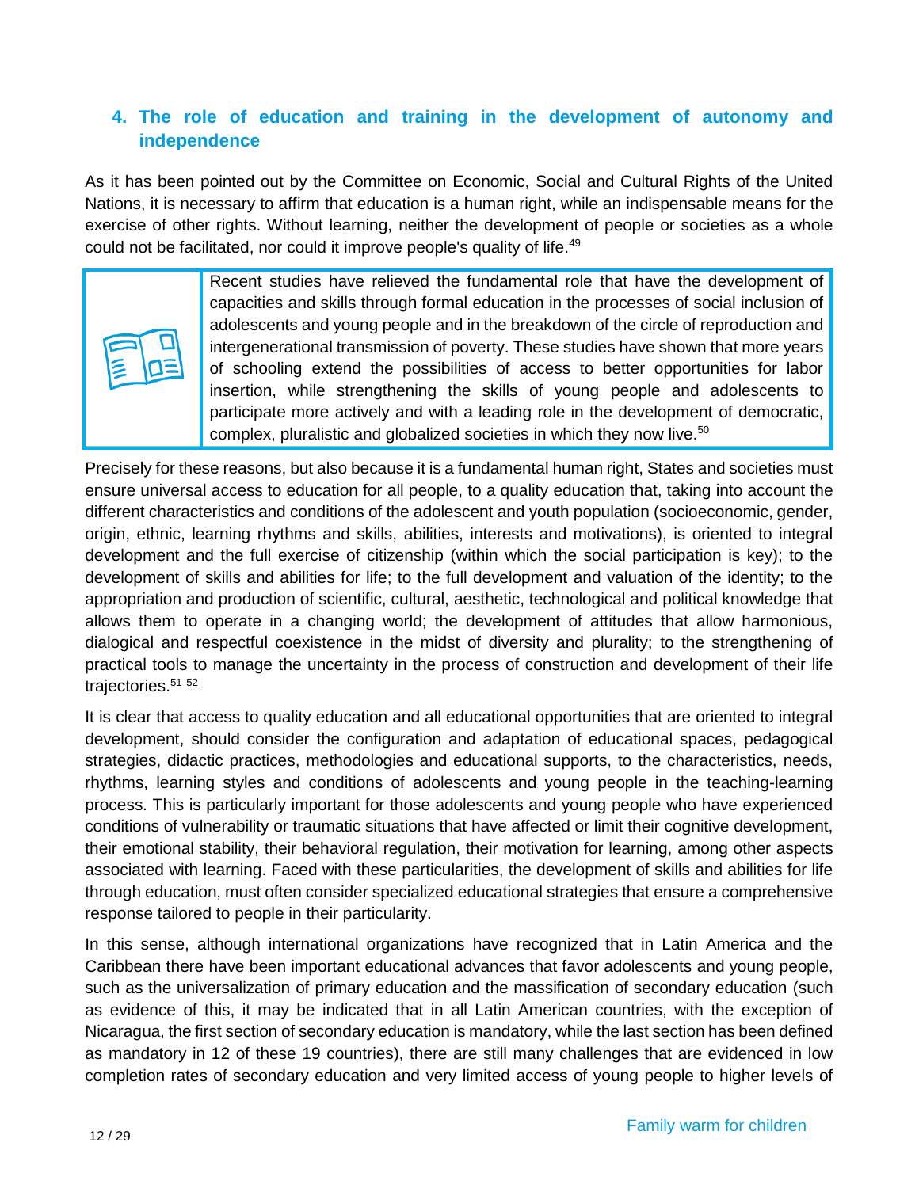## 4. The role of education and training in the development of autonomy and independence

As it has been pointed out by the Committee on Economic, Social and Cultural Rights of the United Nations, it is necessary to affirm that education is a human right, while an indispensable means for the exercise of other rights. Without learning, neither the development of people or societies as a whole could not be facilitated, nor could it improve people's quality of life.[49]

> Recent studies have relieved the fundamental role that have the development of capacities and skills through formal education in the processes of social inclusion of adolescents and young people and in the breakdown of the circle of reproduction and intergenerational transmission of poverty. These studies have shown that more years of schooling extend the possibilities of access to better opportunities for labor insertion, while strengthening the skills of young people and adolescents to participate more actively and with a leading role in the development of democratic, complex, pluralistic and globalized societies in which they now live.[50]

Precisely for these reasons, but also because it is a fundamental human right, States and societies must ensure universal access to education for all people, to a quality education that, taking into account the different characteristics and conditions of the adolescent and youth population (socioeconomic, gender, origin, ethnic, learning rhythms and skills, abilities, interests and motivations), is oriented to integral development and the full exercise of citizenship (within which the social participation is key); to the development of skills and abilities for life; to the full development and valuation of the identity; to the appropriation and production of scientific, cultural, aesthetic, technological and political knowledge that allows them to operate in a changing world; the development of attitudes that allow harmonious, dialogical and respectful coexistence in the midst of diversity and plurality; to the strengthening of practical tools to manage the uncertainty in the process of construction and development of their life trajectories.[51] [52]

It is clear that access to quality education and all educational opportunities that are oriented to integral development, should consider the configuration and adaptation of educational spaces, pedagogical strategies, didactic practices, methodologies and educational supports, to the characteristics, needs, rhythms, learning styles and conditions of adolescents and young people in the teaching-learning process. This is particularly important for those adolescents and young people who have experienced conditions of vulnerability or traumatic situations that have affected or limit their cognitive development, their emotional stability, their behavioral regulation, their motivation for learning, among other aspects associated with learning. Faced with these particularities, the development of skills and abilities for life through education, must often consider specialized educational strategies that ensure a comprehensive response tailored to people in their particularity.

In this sense, although international organizations have recognized that in Latin America and the Caribbean there have been important educational advances that favor adolescents and young people, such as the universalization of primary education and the massification of secondary education (such as evidence of this, it may be indicated that in all Latin American countries, with the exception of Nicaragua, the first section of secondary education is mandatory, while the last section has been defined as mandatory in 12 of these 19 countries), there are still many challenges that are evidenced in low completion rates of secondary education and very limited access of young people to higher levels of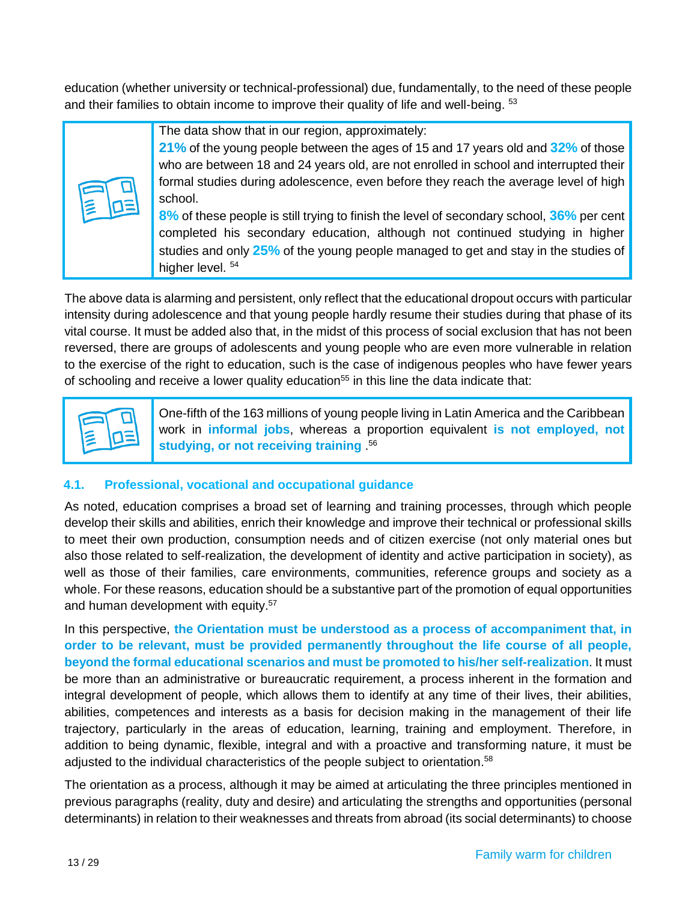education (whether university or technical-professional) due, fundamentally, to the need of these people and their families to obtain income to improve their quality of life and well-being. [53]

> The data show that in our region, approximately:
>
> **21%** of the young people between the ages of 15 and 17 years old and **32%** of those who are between 18 and 24 years old, are not enrolled in school and interrupted their formal studies during adolescence, even before they reach the average level of high school.
>
> **8%** of these people is still trying to finish the level of secondary school, **36%** per cent completed his secondary education, although not continued studying in higher studies and only **25%** of the young people managed to get and stay in the studies of higher level. [54]

The above data is alarming and persistent, only reflect that the educational dropout occurs with particular intensity during adolescence and that young people hardly resume their studies during that phase of its vital course. It must be added also that, in the midst of this process of social exclusion that has not been reversed, there are groups of adolescents and young people who are even more vulnerable in relation to the exercise of the right to education, such is the case of indigenous peoples who have fewer years of schooling and receive a lower quality education[55] in this line the data indicate that:

> One-fifth of the 163 millions of young people living in Latin America and the Caribbean work in **informal jobs**, whereas a proportion equivalent **is not employed, not studying, or not receiving training** .[56]

## 4.1. Professional, vocational and occupational guidance

As noted, education comprises a broad set of learning and training processes, through which people develop their skills and abilities, enrich their knowledge and improve their technical or professional skills to meet their own production, consumption needs and of citizen exercise (not only material ones but also those related to self-realization, the development of identity and active participation in society), as well as those of their families, care environments, communities, reference groups and society as a whole. For these reasons, education should be a substantive part of the promotion of equal opportunities and human development with equity.[57]

In this perspective, **the Orientation must be understood as a process of accompaniment that, in order to be relevant, must be provided permanently throughout the life course of all people, beyond the formal educational scenarios and must be promoted to his/her self-realization**. It must be more than an administrative or bureaucratic requirement, a process inherent in the formation and integral development of people, which allows them to identify at any time of their lives, their abilities, abilities, competences and interests as a basis for decision making in the management of their life trajectory, particularly in the areas of education, learning, training and employment. Therefore, in addition to being dynamic, flexible, integral and with a proactive and transforming nature, it must be adjusted to the individual characteristics of the people subject to orientation.[58]

The orientation as a process, although it may be aimed at articulating the three principles mentioned in previous paragraphs (reality, duty and desire) and articulating the strengths and opportunities (personal determinants) in relation to their weaknesses and threats from abroad (its social determinants) to choose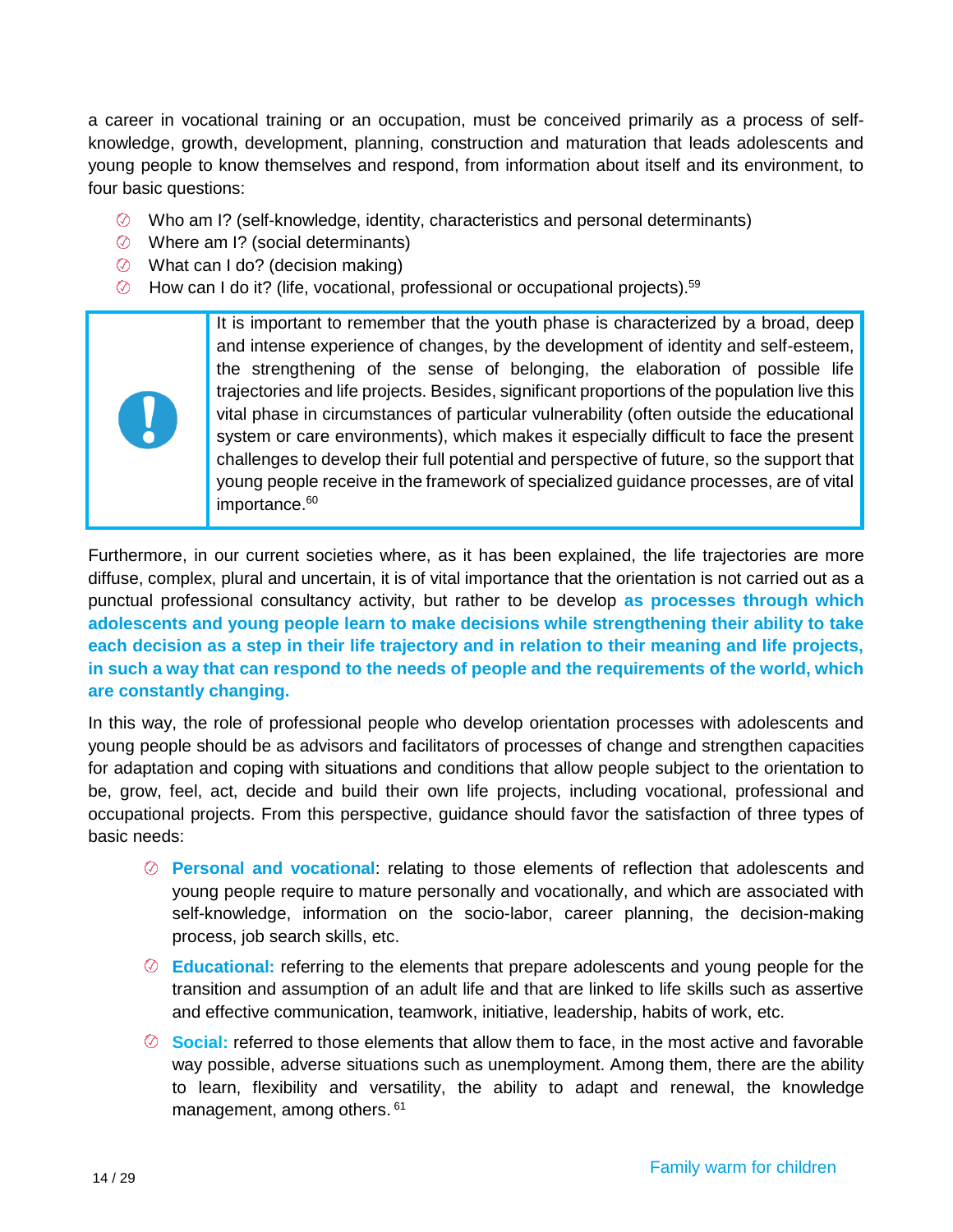a career in vocational training or an occupation, must be conceived primarily as a process of self-knowledge, growth, development, planning, construction and maturation that leads adolescents and young people to know themselves and respond, from information about itself and its environment, to four basic questions:

- Who am I? (self-knowledge, identity, characteristics and personal determinants)
- Where am I? (social determinants)
- What can I do? (decision making)
- How can I do it? (life, vocational, professional or occupational projects).[59]

> **!** It is important to remember that the youth phase is characterized by a broad, deep and intense experience of changes, by the development of identity and self-esteem, the strengthening of the sense of belonging, the elaboration of possible life trajectories and life projects. Besides, significant proportions of the population live this vital phase in circumstances of particular vulnerability (often outside the educational system or care environments), which makes it especially difficult to face the present challenges to develop their full potential and perspective of future, so the support that young people receive in the framework of specialized guidance processes, are of vital importance.[60]

Furthermore, in our current societies where, as it has been explained, the life trajectories are more diffuse, complex, plural and uncertain, it is of vital importance that the orientation is not carried out as a punctual professional consultancy activity, but rather to be develop **as processes through which adolescents and young people learn to make decisions while strengthening their ability to take each decision as a step in their life trajectory and in relation to their meaning and life projects, in such a way that can respond to the needs of people and the requirements of the world, which are constantly changing.**

In this way, the role of professional people who develop orientation processes with adolescents and young people should be as advisors and facilitators of processes of change and strengthen capacities for adaptation and coping with situations and conditions that allow people subject to the orientation to be, grow, feel, act, decide and build their own life projects, including vocational, professional and occupational projects. From this perspective, guidance should favor the satisfaction of three types of basic needs:

- **Personal and vocational**: relating to those elements of reflection that adolescents and young people require to mature personally and vocationally, and which are associated with self-knowledge, information on the socio-labor, career planning, the decision-making process, job search skills, etc.
- **Educational:** referring to the elements that prepare adolescents and young people for the transition and assumption of an adult life and that are linked to life skills such as assertive and effective communication, teamwork, initiative, leadership, habits of work, etc.
- **Social:** referred to those elements that allow them to face, in the most active and favorable way possible, adverse situations such as unemployment. Among them, there are the ability to learn, flexibility and versatility, the ability to adapt and renewal, the knowledge management, among others.[61]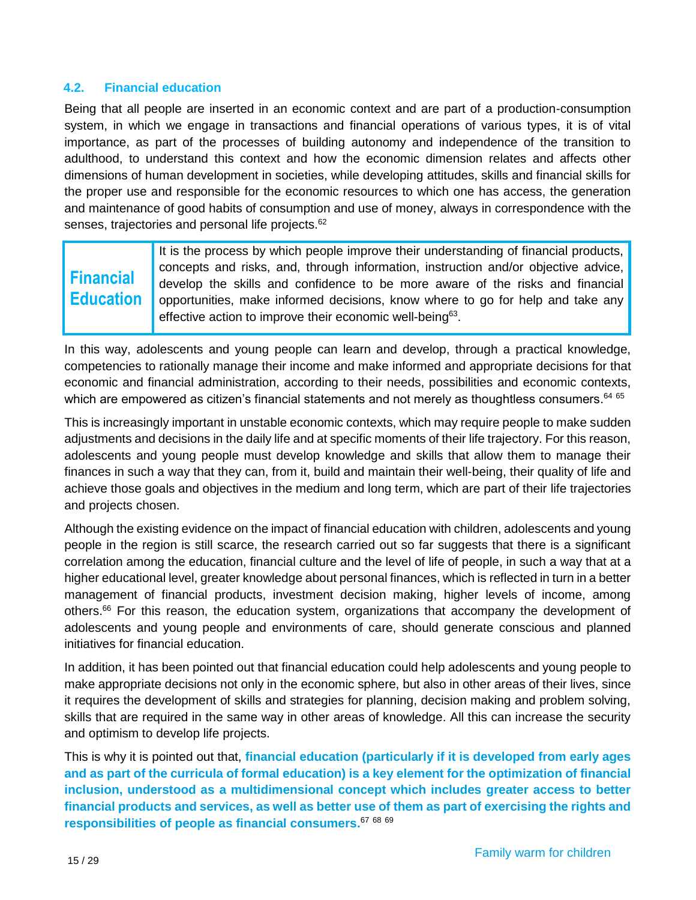## 4.2. Financial education

Being that all people are inserted in an economic context and are part of a production-consumption system, in which we engage in transactions and financial operations of various types, it is of vital importance, as part of the processes of building autonomy and independence of the transition to adulthood, to understand this context and how the economic dimension relates and affects other dimensions of human development in societies, while developing attitudes, skills and financial skills for the proper use and responsible for the economic resources to which one has access, the generation and maintenance of good habits of consumption and use of money, always in correspondence with the senses, trajectories and personal life projects.[62]

| **Financial Education** | It is the process by which people improve their understanding of financial products, concepts and risks, and, through information, instruction and/or objective advice, develop the skills and confidence to be more aware of the risks and financial opportunities, make informed decisions, know where to go for help and take any effective action to improve their economic well-being[63]. |
|---|---|

In this way, adolescents and young people can learn and develop, through a practical knowledge, competencies to rationally manage their income and make informed and appropriate decisions for that economic and financial administration, according to their needs, possibilities and economic contexts, which are empowered as citizen's financial statements and not merely as thoughtless consumers.[64] [65]

This is increasingly important in unstable economic contexts, which may require people to make sudden adjustments and decisions in the daily life and at specific moments of their life trajectory. For this reason, adolescents and young people must develop knowledge and skills that allow them to manage their finances in such a way that they can, from it, build and maintain their well-being, their quality of life and achieve those goals and objectives in the medium and long term, which are part of their life trajectories and projects chosen.

Although the existing evidence on the impact of financial education with children, adolescents and young people in the region is still scarce, the research carried out so far suggests that there is a significant correlation among the education, financial culture and the level of life of people, in such a way that at a higher educational level, greater knowledge about personal finances, which is reflected in turn in a better management of financial products, investment decision making, higher levels of income, among others.[66] For this reason, the education system, organizations that accompany the development of adolescents and young people and environments of care, should generate conscious and planned initiatives for financial education.

In addition, it has been pointed out that financial education could help adolescents and young people to make appropriate decisions not only in the economic sphere, but also in other areas of their lives, since it requires the development of skills and strategies for planning, decision making and problem solving, skills that are required in the same way in other areas of knowledge. All this can increase the security and optimism to develop life projects.

This is why it is pointed out that, **financial education (particularly if it is developed from early ages and as part of the curricula of formal education) is a key element for the optimization of financial inclusion, understood as a multidimensional concept which includes greater access to better financial products and services, as well as better use of them as part of exercising the rights and responsibilities of people as financial consumers.**[67] [68] [69]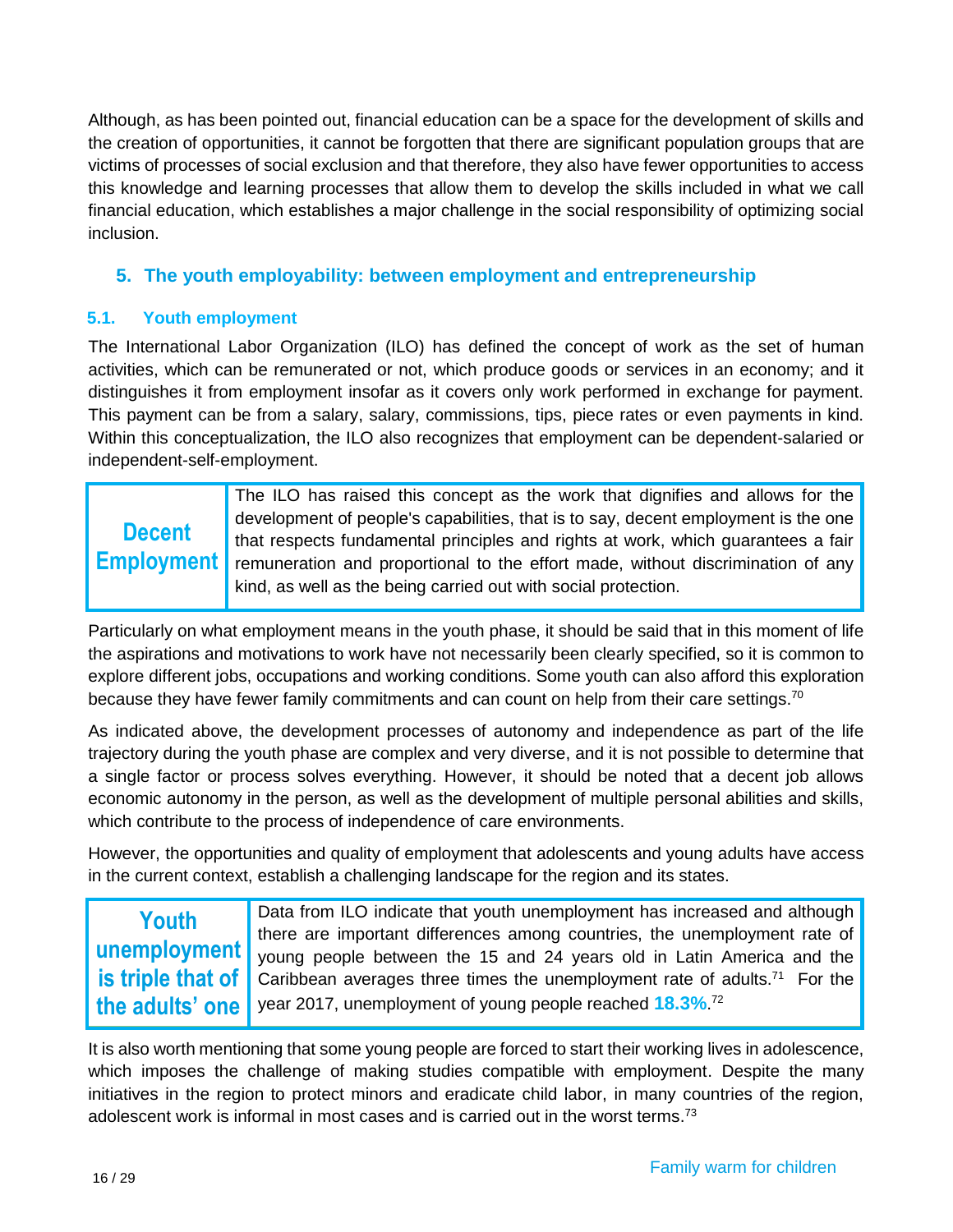Although, as has been pointed out, financial education can be a space for the development of skills and the creation of opportunities, it cannot be forgotten that there are significant population groups that are victims of processes of social exclusion and that therefore, they also have fewer opportunities to access this knowledge and learning processes that allow them to develop the skills included in what we call financial education, which establishes a major challenge in the social responsibility of optimizing social inclusion.

## 5. The youth employability: between employment and entrepreneurship

### 5.1. Youth employment

The International Labor Organization (ILO) has defined the concept of work as the set of human activities, which can be remunerated or not, which produce goods or services in an economy; and it distinguishes it from employment insofar as it covers only work performed in exchange for payment. This payment can be from a salary, salary, commissions, tips, piece rates or even payments in kind. Within this conceptualization, the ILO also recognizes that employment can be dependent-salaried or independent-self-employment.

| **Decent Employment** | The ILO has raised this concept as the work that dignifies and allows for the development of people's capabilities, that is to say, decent employment is the one that respects fundamental principles and rights at work, which guarantees a fair remuneration and proportional to the effort made, without discrimination of any kind, as well as the being carried out with social protection. |
|---|---|

Particularly on what employment means in the youth phase, it should be said that in this moment of life the aspirations and motivations to work have not necessarily been clearly specified, so it is common to explore different jobs, occupations and working conditions. Some youth can also afford this exploration because they have fewer family commitments and can count on help from their care settings.[70]

As indicated above, the development processes of autonomy and independence as part of the life trajectory during the youth phase are complex and very diverse, and it is not possible to determine that a single factor or process solves everything. However, it should be noted that a decent job allows economic autonomy in the person, as well as the development of multiple personal abilities and skills, which contribute to the process of independence of care environments.

However, the opportunities and quality of employment that adolescents and young adults have access in the current context, establish a challenging landscape for the region and its states.

| **Youth unemployment is triple that of the adults' one** | Data from ILO indicate that youth unemployment has increased and although there are important differences among countries, the unemployment rate of young people between the 15 and 24 years old in Latin America and the Caribbean averages three times the unemployment rate of adults.[71] For the year 2017, unemployment of young people reached **18.3%**.[72] |
|---|---|

It is also worth mentioning that some young people are forced to start their working lives in adolescence, which imposes the challenge of making studies compatible with employment. Despite the many initiatives in the region to protect minors and eradicate child labor, in many countries of the region, adolescent work is informal in most cases and is carried out in the worst terms.[73]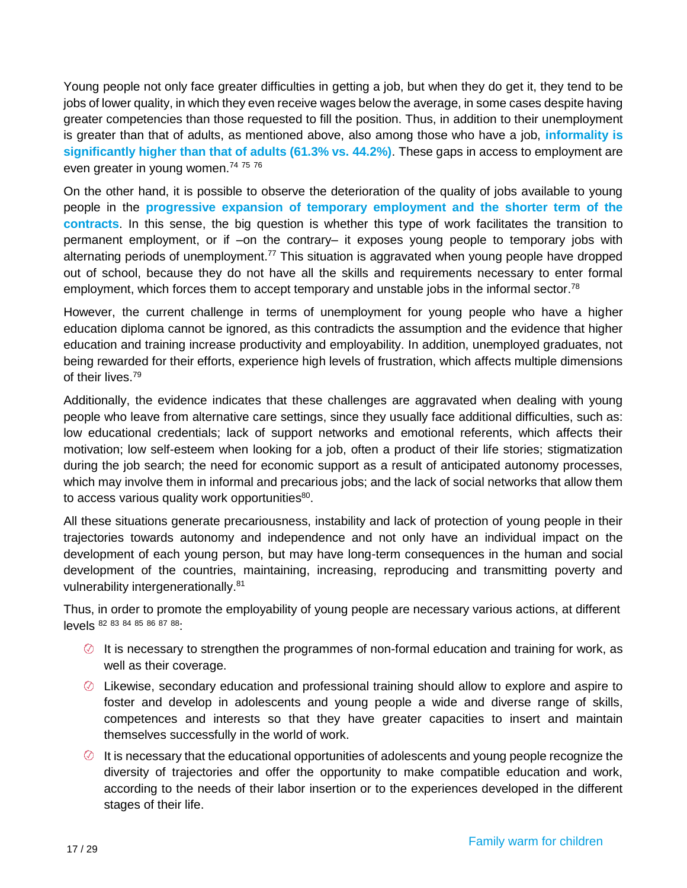Young people not only face greater difficulties in getting a job, but when they do get it, they tend to be jobs of lower quality, in which they even receive wages below the average, in some cases despite having greater competencies than those requested to fill the position. Thus, in addition to their unemployment is greater than that of adults, as mentioned above, also among those who have a job, **informality is significantly higher than that of adults (61.3% vs. 44.2%)**. These gaps in access to employment are even greater in young women.[74] [75] [76]

On the other hand, it is possible to observe the deterioration of the quality of jobs available to young people in the **progressive expansion of temporary employment and the shorter term of the contracts**. In this sense, the big question is whether this type of work facilitates the transition to permanent employment, or if –on the contrary– it exposes young people to temporary jobs with alternating periods of unemployment.[77] This situation is aggravated when young people have dropped out of school, because they do not have all the skills and requirements necessary to enter formal employment, which forces them to accept temporary and unstable jobs in the informal sector.[78]

However, the current challenge in terms of unemployment for young people who have a higher education diploma cannot be ignored, as this contradicts the assumption and the evidence that higher education and training increase productivity and employability. In addition, unemployed graduates, not being rewarded for their efforts, experience high levels of frustration, which affects multiple dimensions of their lives.[79]

Additionally, the evidence indicates that these challenges are aggravated when dealing with young people who leave from alternative care settings, since they usually face additional difficulties, such as: low educational credentials; lack of support networks and emotional referents, which affects their motivation; low self-esteem when looking for a job, often a product of their life stories; stigmatization during the job search; the need for economic support as a result of anticipated autonomy processes, which may involve them in informal and precarious jobs; and the lack of social networks that allow them to access various quality work opportunities[80].

All these situations generate precariousness, instability and lack of protection of young people in their trajectories towards autonomy and independence and not only have an individual impact on the development of each young person, but may have long-term consequences in the human and social development of the countries, maintaining, increasing, reproducing and transmitting poverty and vulnerability intergenerationally.[81]

Thus, in order to promote the employability of young people are necessary various actions, at different levels [82] [83] [84] [85] [86] [87] [88]:

- It is necessary to strengthen the programmes of non-formal education and training for work, as well as their coverage.
- Likewise, secondary education and professional training should allow to explore and aspire to foster and develop in adolescents and young people a wide and diverse range of skills, competences and interests so that they have greater capacities to insert and maintain themselves successfully in the world of work.
- It is necessary that the educational opportunities of adolescents and young people recognize the diversity of trajectories and offer the opportunity to make compatible education and work, according to the needs of their labor insertion or to the experiences developed in the different stages of their life.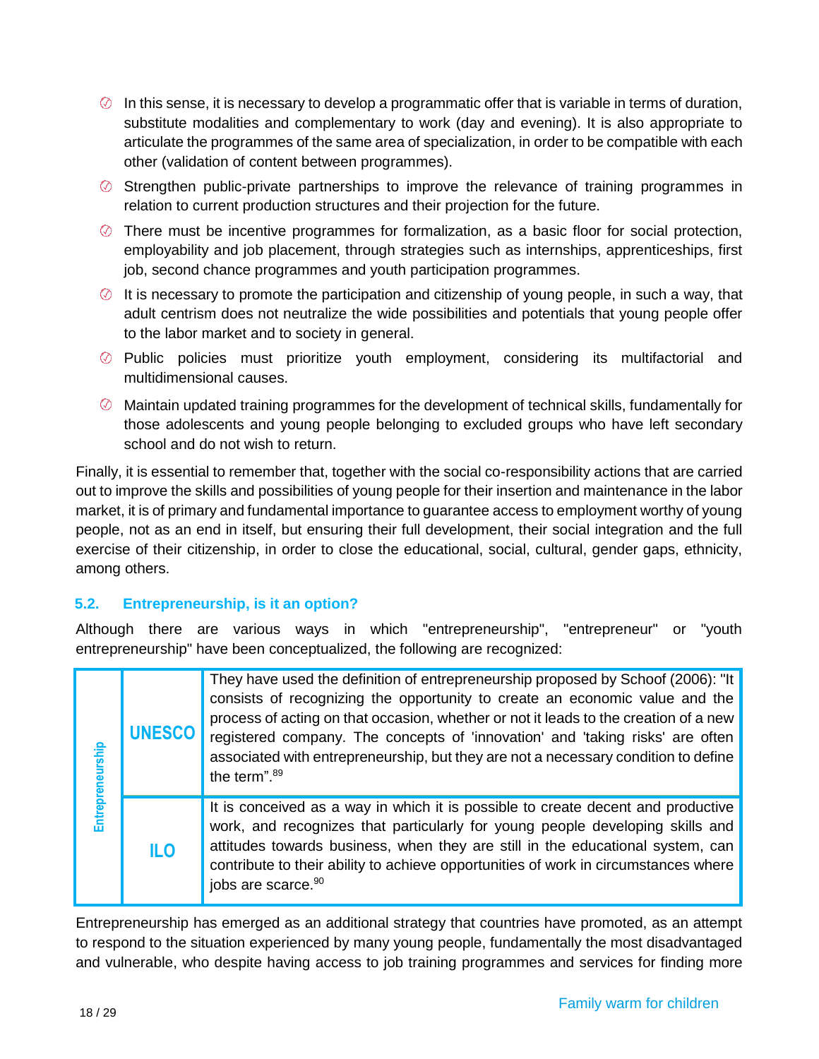- In this sense, it is necessary to develop a programmatic offer that is variable in terms of duration, substitute modalities and complementary to work (day and evening). It is also appropriate to articulate the programmes of the same area of specialization, in order to be compatible with each other (validation of content between programmes).
- Strengthen public-private partnerships to improve the relevance of training programmes in relation to current production structures and their projection for the future.
- There must be incentive programmes for formalization, as a basic floor for social protection, employability and job placement, through strategies such as internships, apprenticeships, first job, second chance programmes and youth participation programmes.
- It is necessary to promote the participation and citizenship of young people, in such a way, that adult centrism does not neutralize the wide possibilities and potentials that young people offer to the labor market and to society in general.
- Public policies must prioritize youth employment, considering its multifactorial and multidimensional causes.
- Maintain updated training programmes for the development of technical skills, fundamentally for those adolescents and young people belonging to excluded groups who have left secondary school and do not wish to return.

Finally, it is essential to remember that, together with the social co-responsibility actions that are carried out to improve the skills and possibilities of young people for their insertion and maintenance in the labor market, it is of primary and fundamental importance to guarantee access to employment worthy of young people, not as an end in itself, but ensuring their full development, their social integration and the full exercise of their citizenship, in order to close the educational, social, cultural, gender gaps, ethnicity, among others.

## 5.2. Entrepreneurship, is it an option?

Although there are various ways in which "entrepreneurship", "entrepreneur" or "youth entrepreneurship" have been conceptualized, the following are recognized:

| Entrepreneurship | | |
|---|---|---|
| | **UNESCO** | They have used the definition of entrepreneurship proposed by Schoof (2006): "It consists of recognizing the opportunity to create an economic value and the process of acting on that occasion, whether or not it leads to the creation of a new registered company. The concepts of 'innovation' and 'taking risks' are often associated with entrepreneurship, but they are not a necessary condition to define the term".[89] |
| | **ILO** | It is conceived as a way in which it is possible to create decent and productive work, and recognizes that particularly for young people developing skills and attitudes towards business, when they are still in the educational system, can contribute to their ability to achieve opportunities of work in circumstances where jobs are scarce.[90] |

Entrepreneurship has emerged as an additional strategy that countries have promoted, as an attempt to respond to the situation experienced by many young people, fundamentally the most disadvantaged and vulnerable, who despite having access to job training programmes and services for finding more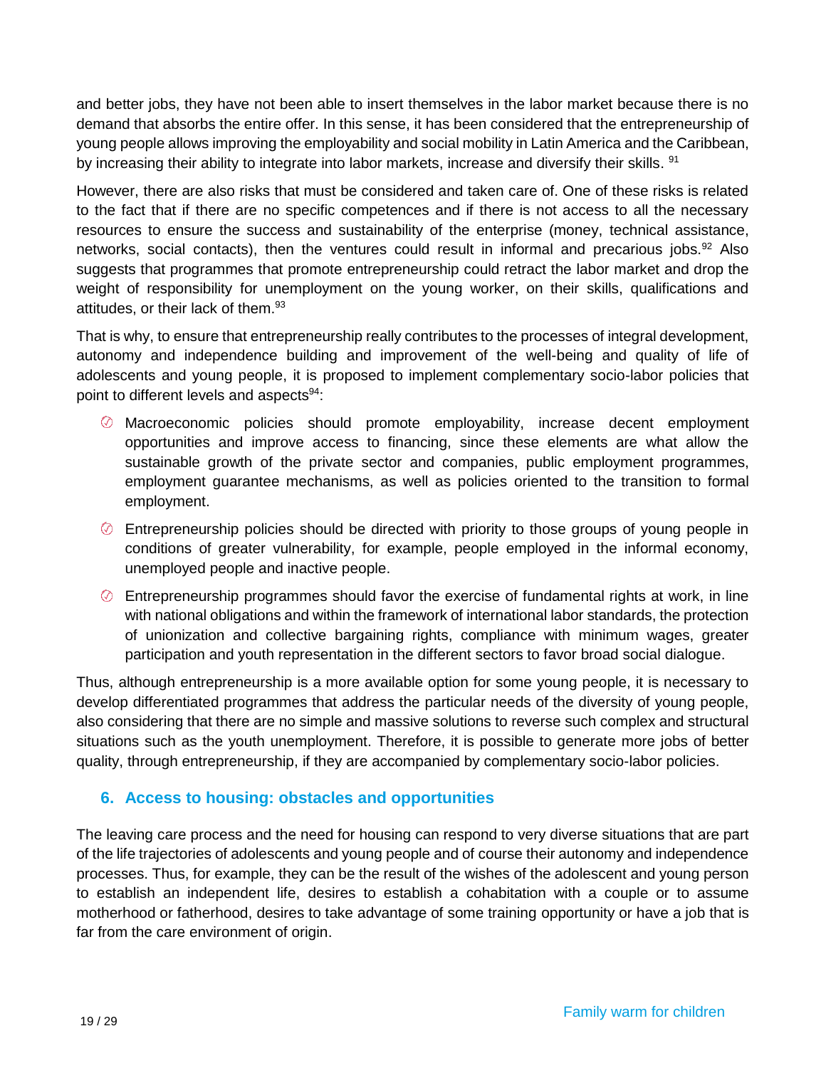and better jobs, they have not been able to insert themselves in the labor market because there is no demand that absorbs the entire offer. In this sense, it has been considered that the entrepreneurship of young people allows improving the employability and social mobility in Latin America and the Caribbean, by increasing their ability to integrate into labor markets, increase and diversify their skills. [91]

However, there are also risks that must be considered and taken care of. One of these risks is related to the fact that if there are no specific competences and if there is not access to all the necessary resources to ensure the success and sustainability of the enterprise (money, technical assistance, networks, social contacts), then the ventures could result in informal and precarious jobs.[92] Also suggests that programmes that promote entrepreneurship could retract the labor market and drop the weight of responsibility for unemployment on the young worker, on their skills, qualifications and attitudes, or their lack of them.[93]

That is why, to ensure that entrepreneurship really contributes to the processes of integral development, autonomy and independence building and improvement of the well-being and quality of life of adolescents and young people, it is proposed to implement complementary socio-labor policies that point to different levels and aspects[94]:

- Macroeconomic policies should promote employability, increase decent employment opportunities and improve access to financing, since these elements are what allow the sustainable growth of the private sector and companies, public employment programmes, employment guarantee mechanisms, as well as policies oriented to the transition to formal employment.
- Entrepreneurship policies should be directed with priority to those groups of young people in conditions of greater vulnerability, for example, people employed in the informal economy, unemployed people and inactive people.
- Entrepreneurship programmes should favor the exercise of fundamental rights at work, in line with national obligations and within the framework of international labor standards, the protection of unionization and collective bargaining rights, compliance with minimum wages, greater participation and youth representation in the different sectors to favor broad social dialogue.

Thus, although entrepreneurship is a more available option for some young people, it is necessary to develop differentiated programmes that address the particular needs of the diversity of young people, also considering that there are no simple and massive solutions to reverse such complex and structural situations such as the youth unemployment. Therefore, it is possible to generate more jobs of better quality, through entrepreneurship, if they are accompanied by complementary socio-labor policies.

## 6. Access to housing: obstacles and opportunities

The leaving care process and the need for housing can respond to very diverse situations that are part of the life trajectories of adolescents and young people and of course their autonomy and independence processes. Thus, for example, they can be the result of the wishes of the adolescent and young person to establish an independent life, desires to establish a cohabitation with a couple or to assume motherhood or fatherhood, desires to take advantage of some training opportunity or have a job that is far from the care environment of origin.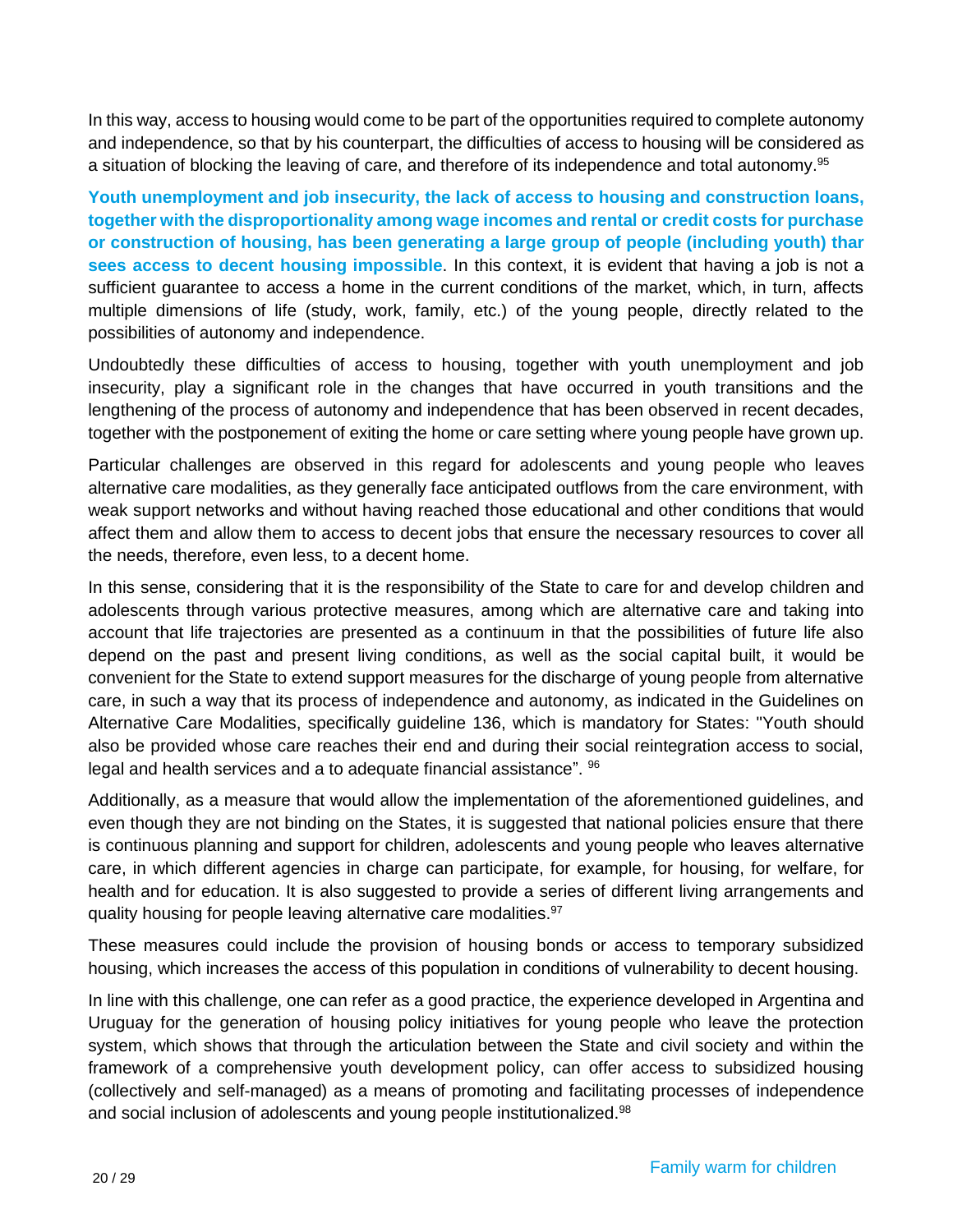In this way, access to housing would come to be part of the opportunities required to complete autonomy and independence, so that by his counterpart, the difficulties of access to housing will be considered as a situation of blocking the leaving of care, and therefore of its independence and total autonomy.[95]

**Youth unemployment and job insecurity, the lack of access to housing and construction loans, together with the disproportionality among wage incomes and rental or credit costs for purchase or construction of housing, has been generating a large group of people (including youth) thar sees access to decent housing impossible**. In this context, it is evident that having a job is not a sufficient guarantee to access a home in the current conditions of the market, which, in turn, affects multiple dimensions of life (study, work, family, etc.) of the young people, directly related to the possibilities of autonomy and independence.

Undoubtedly these difficulties of access to housing, together with youth unemployment and job insecurity, play a significant role in the changes that have occurred in youth transitions and the lengthening of the process of autonomy and independence that has been observed in recent decades, together with the postponement of exiting the home or care setting where young people have grown up.

Particular challenges are observed in this regard for adolescents and young people who leaves alternative care modalities, as they generally face anticipated outflows from the care environment, with weak support networks and without having reached those educational and other conditions that would affect them and allow them to access to decent jobs that ensure the necessary resources to cover all the needs, therefore, even less, to a decent home.

In this sense, considering that it is the responsibility of the State to care for and develop children and adolescents through various protective measures, among which are alternative care and taking into account that life trajectories are presented as a continuum in that the possibilities of future life also depend on the past and present living conditions, as well as the social capital built, it would be convenient for the State to extend support measures for the discharge of young people from alternative care, in such a way that its process of independence and autonomy, as indicated in the Guidelines on Alternative Care Modalities, specifically guideline 136, which is mandatory for States: "Youth should also be provided whose care reaches their end and during their social reintegration access to social, legal and health services and a to adequate financial assistance". [96]

Additionally, as a measure that would allow the implementation of the aforementioned guidelines, and even though they are not binding on the States, it is suggested that national policies ensure that there is continuous planning and support for children, adolescents and young people who leaves alternative care, in which different agencies in charge can participate, for example, for housing, for welfare, for health and for education. It is also suggested to provide a series of different living arrangements and quality housing for people leaving alternative care modalities.[97]

These measures could include the provision of housing bonds or access to temporary subsidized housing, which increases the access of this population in conditions of vulnerability to decent housing.

In line with this challenge, one can refer as a good practice, the experience developed in Argentina and Uruguay for the generation of housing policy initiatives for young people who leave the protection system, which shows that through the articulation between the State and civil society and within the framework of a comprehensive youth development policy, can offer access to subsidized housing (collectively and self-managed) as a means of promoting and facilitating processes of independence and social inclusion of adolescents and young people institutionalized.[98]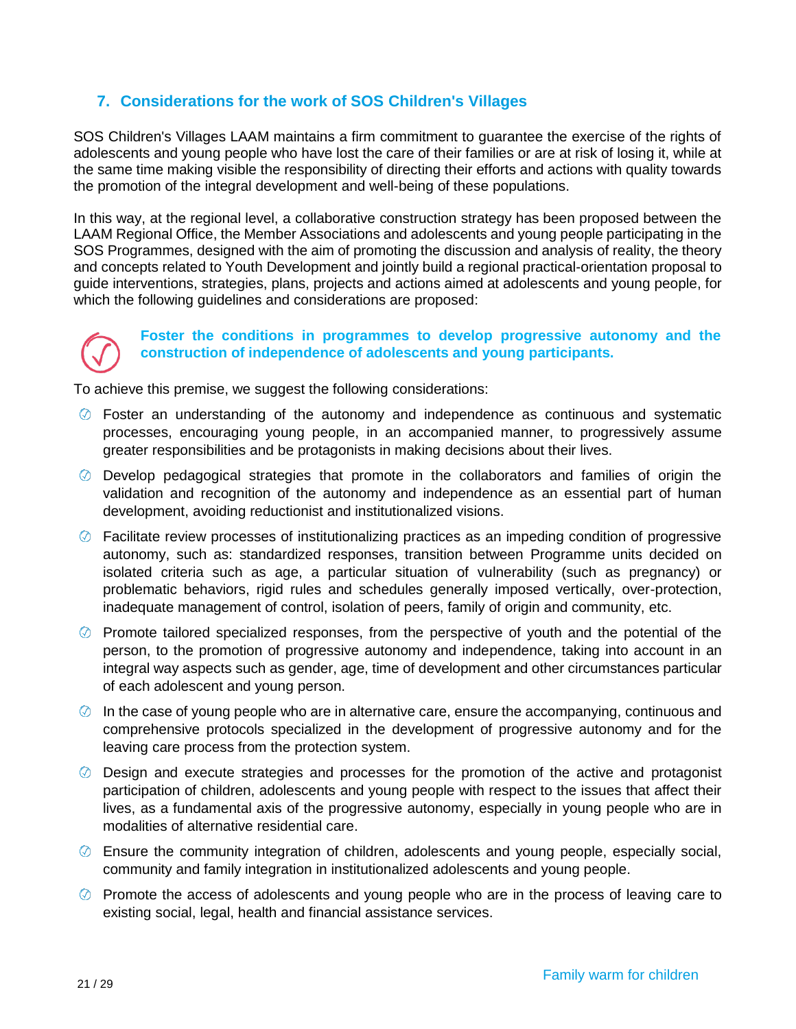## 7. Considerations for the work of SOS Children's Villages

SOS Children's Villages LAAM maintains a firm commitment to guarantee the exercise of the rights of adolescents and young people who have lost the care of their families or are at risk of losing it, while at the same time making visible the responsibility of directing their efforts and actions with quality towards the promotion of the integral development and well-being of these populations.

In this way, at the regional level, a collaborative construction strategy has been proposed between the LAAM Regional Office, the Member Associations and adolescents and young people participating in the SOS Programmes, designed with the aim of promoting the discussion and analysis of reality, the theory and concepts related to Youth Development and jointly build a regional practical-orientation proposal to guide interventions, strategies, plans, projects and actions aimed at adolescents and young people, for which the following guidelines and considerations are proposed:

**Foster the conditions in programmes to develop progressive autonomy and the construction of independence of adolescents and young participants.**

To achieve this premise, we suggest the following considerations:

- Foster an understanding of the autonomy and independence as continuous and systematic processes, encouraging young people, in an accompanied manner, to progressively assume greater responsibilities and be protagonists in making decisions about their lives.
- Develop pedagogical strategies that promote in the collaborators and families of origin the validation and recognition of the autonomy and independence as an essential part of human development, avoiding reductionist and institutionalized visions.
- Facilitate review processes of institutionalizing practices as an impeding condition of progressive autonomy, such as: standardized responses, transition between Programme units decided on isolated criteria such as age, a particular situation of vulnerability (such as pregnancy) or problematic behaviors, rigid rules and schedules generally imposed vertically, over-protection, inadequate management of control, isolation of peers, family of origin and community, etc.
- Promote tailored specialized responses, from the perspective of youth and the potential of the person, to the promotion of progressive autonomy and independence, taking into account in an integral way aspects such as gender, age, time of development and other circumstances particular of each adolescent and young person.
- In the case of young people who are in alternative care, ensure the accompanying, continuous and comprehensive protocols specialized in the development of progressive autonomy and for the leaving care process from the protection system.
- Design and execute strategies and processes for the promotion of the active and protagonist participation of children, adolescents and young people with respect to the issues that affect their lives, as a fundamental axis of the progressive autonomy, especially in young people who are in modalities of alternative residential care.
- Ensure the community integration of children, adolescents and young people, especially social, community and family integration in institutionalized adolescents and young people.
- Promote the access of adolescents and young people who are in the process of leaving care to existing social, legal, health and financial assistance services.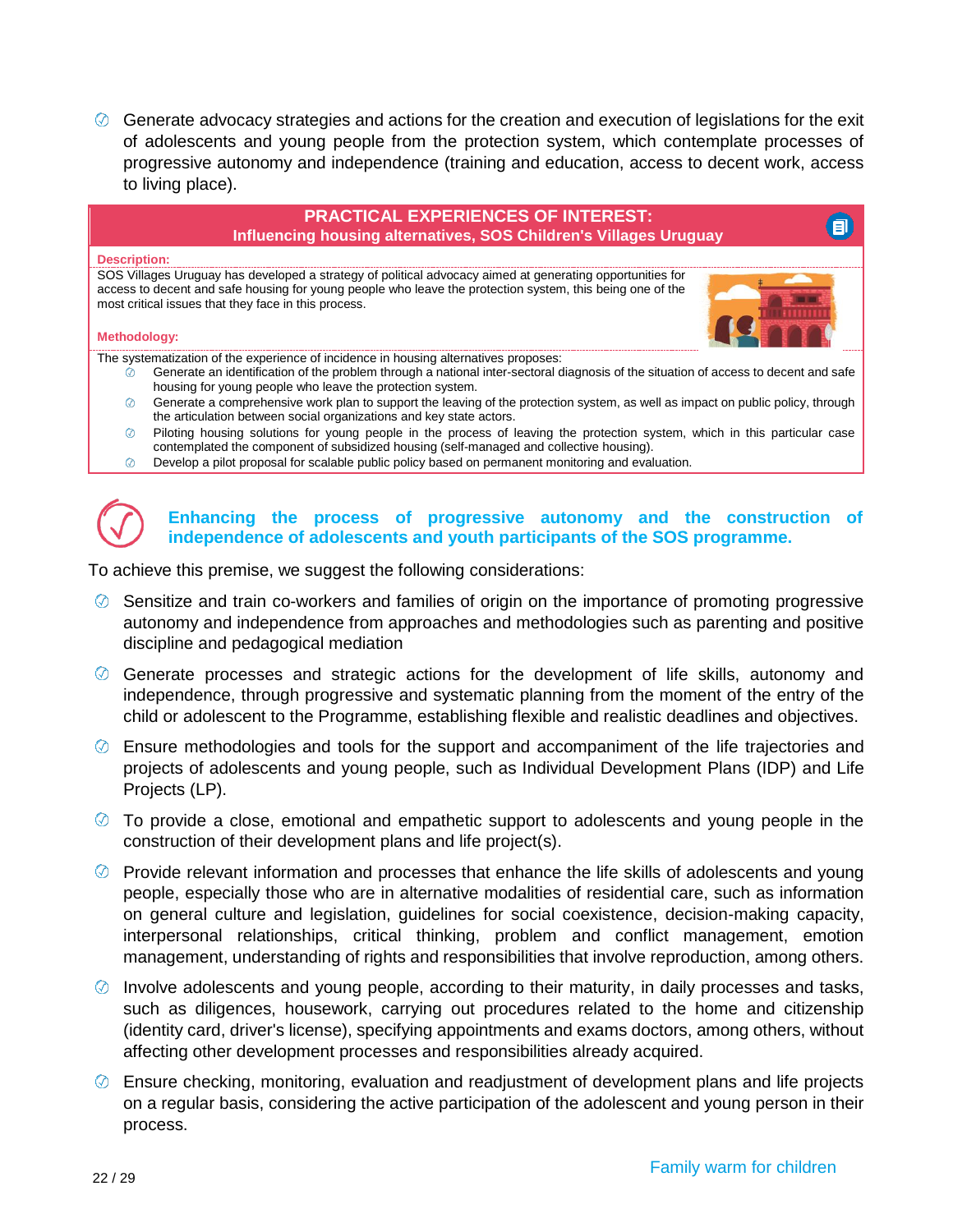- Generate advocacy strategies and actions for the creation and execution of legislations for the exit of adolescents and young people from the protection system, which contemplate processes of progressive autonomy and independence (training and education, access to decent work, access to living place).

**PRACTICAL EXPERIENCES OF INTEREST:**
**Influencing housing alternatives, SOS Children's Villages Uruguay**

**Description:**

SOS Villages Uruguay has developed a strategy of political advocacy aimed at generating opportunities for access to decent and safe housing for young people who leave the protection system, this being one of the most critical issues that they face in this process.

**Methodology:**

The systematization of the experience of incidence in housing alternatives proposes:

- Generate an identification of the problem through a national inter-sectoral diagnosis of the situation of access to decent and safe housing for young people who leave the protection system.
- Generate a comprehensive work plan to support the leaving of the protection system, as well as impact on public policy, through the articulation between social organizations and key state actors.
- Piloting housing solutions for young people in the process of leaving the protection system, which in this particular case contemplated the component of subsidized housing (self-managed and collective housing).
- Develop a pilot proposal for scalable public policy based on permanent monitoring and evaluation.

## Enhancing the process of progressive autonomy and the construction of independence of adolescents and youth participants of the SOS programme.

To achieve this premise, we suggest the following considerations:

- Sensitize and train co-workers and families of origin on the importance of promoting progressive autonomy and independence from approaches and methodologies such as parenting and positive discipline and pedagogical mediation
- Generate processes and strategic actions for the development of life skills, autonomy and independence, through progressive and systematic planning from the moment of the entry of the child or adolescent to the Programme, establishing flexible and realistic deadlines and objectives.
- Ensure methodologies and tools for the support and accompaniment of the life trajectories and projects of adolescents and young people, such as Individual Development Plans (IDP) and Life Projects (LP).
- To provide a close, emotional and empathetic support to adolescents and young people in the construction of their development plans and life project(s).
- Provide relevant information and processes that enhance the life skills of adolescents and young people, especially those who are in alternative modalities of residential care, such as information on general culture and legislation, guidelines for social coexistence, decision-making capacity, interpersonal relationships, critical thinking, problem and conflict management, emotion management, understanding of rights and responsibilities that involve reproduction, among others.
- Involve adolescents and young people, according to their maturity, in daily processes and tasks, such as diligences, housework, carrying out procedures related to the home and citizenship (identity card, driver's license), specifying appointments and exams doctors, among others, without affecting other development processes and responsibilities already acquired.
- Ensure checking, monitoring, evaluation and readjustment of development plans and life projects on a regular basis, considering the active participation of the adolescent and young person in their process.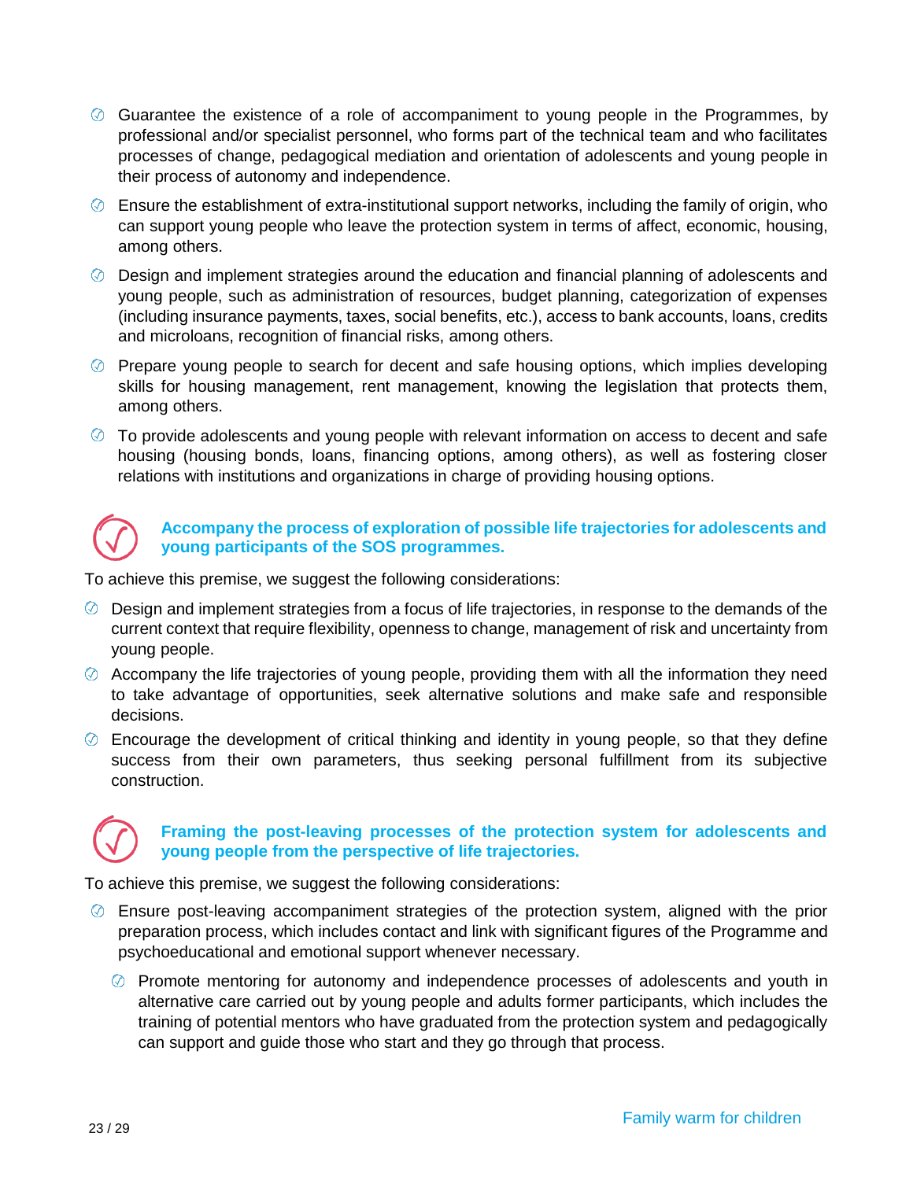- Guarantee the existence of a role of accompaniment to young people in the Programmes, by professional and/or specialist personnel, who forms part of the technical team and who facilitates processes of change, pedagogical mediation and orientation of adolescents and young people in their process of autonomy and independence.
- Ensure the establishment of extra-institutional support networks, including the family of origin, who can support young people who leave the protection system in terms of affect, economic, housing, among others.
- Design and implement strategies around the education and financial planning of adolescents and young people, such as administration of resources, budget planning, categorization of expenses (including insurance payments, taxes, social benefits, etc.), access to bank accounts, loans, credits and microloans, recognition of financial risks, among others.
- Prepare young people to search for decent and safe housing options, which implies developing skills for housing management, rent management, knowing the legislation that protects them, among others.
- To provide adolescents and young people with relevant information on access to decent and safe housing (housing bonds, loans, financing options, among others), as well as fostering closer relations with institutions and organizations in charge of providing housing options.

### Accompany the process of exploration of possible life trajectories for adolescents and young participants of the SOS programmes.

To achieve this premise, we suggest the following considerations:

- Design and implement strategies from a focus of life trajectories, in response to the demands of the current context that require flexibility, openness to change, management of risk and uncertainty from young people.
- Accompany the life trajectories of young people, providing them with all the information they need to take advantage of opportunities, seek alternative solutions and make safe and responsible decisions.
- Encourage the development of critical thinking and identity in young people, so that they define success from their own parameters, thus seeking personal fulfillment from its subjective construction.

### Framing the post-leaving processes of the protection system for adolescents and young people from the perspective of life trajectories.

To achieve this premise, we suggest the following considerations:

- Ensure post-leaving accompaniment strategies of the protection system, aligned with the prior preparation process, which includes contact and link with significant figures of the Programme and psychoeducational and emotional support whenever necessary.
    - Promote mentoring for autonomy and independence processes of adolescents and youth in alternative care carried out by young people and adults former participants, which includes the training of potential mentors who have graduated from the protection system and pedagogically can support and guide those who start and they go through that process.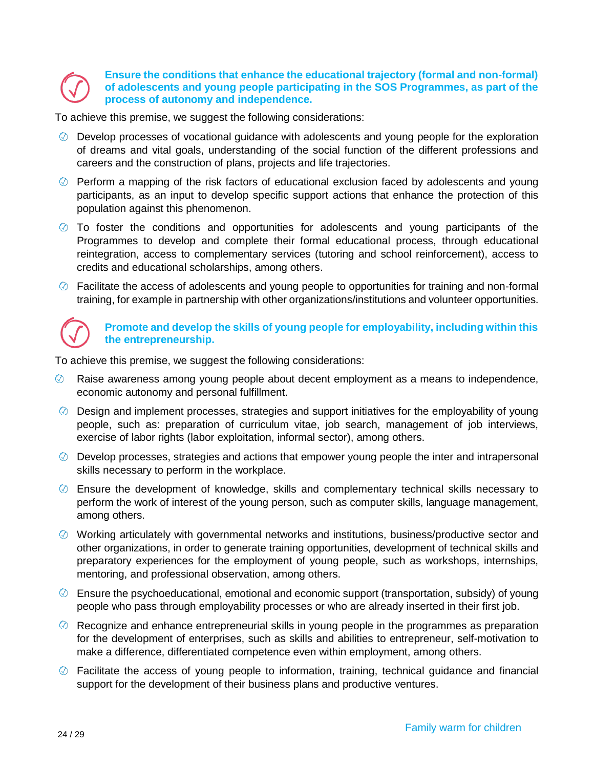**Ensure the conditions that enhance the educational trajectory (formal and non-formal) of adolescents and young people participating in the SOS Programmes, as part of the process of autonomy and independence.**

To achieve this premise, we suggest the following considerations:

- Develop processes of vocational guidance with adolescents and young people for the exploration of dreams and vital goals, understanding of the social function of the different professions and careers and the construction of plans, projects and life trajectories.
- Perform a mapping of the risk factors of educational exclusion faced by adolescents and young participants, as an input to develop specific support actions that enhance the protection of this population against this phenomenon.
- To foster the conditions and opportunities for adolescents and young participants of the Programmes to develop and complete their formal educational process, through educational reintegration, access to complementary services (tutoring and school reinforcement), access to credits and educational scholarships, among others.
- Facilitate the access of adolescents and young people to opportunities for training and non-formal training, for example in partnership with other organizations/institutions and volunteer opportunities.

**Promote and develop the skills of young people for employability, including within this the entrepreneurship.**

To achieve this premise, we suggest the following considerations:

- Raise awareness among young people about decent employment as a means to independence, economic autonomy and personal fulfillment.
- Design and implement processes, strategies and support initiatives for the employability of young people, such as: preparation of curriculum vitae, job search, management of job interviews, exercise of labor rights (labor exploitation, informal sector), among others.
- Develop processes, strategies and actions that empower young people the inter and intrapersonal skills necessary to perform in the workplace.
- Ensure the development of knowledge, skills and complementary technical skills necessary to perform the work of interest of the young person, such as computer skills, language management, among others.
- Working articulately with governmental networks and institutions, business/productive sector and other organizations, in order to generate training opportunities, development of technical skills and preparatory experiences for the employment of young people, such as workshops, internships, mentoring, and professional observation, among others.
- Ensure the psychoeducational, emotional and economic support (transportation, subsidy) of young people who pass through employability processes or who are already inserted in their first job.
- Recognize and enhance entrepreneurial skills in young people in the programmes as preparation for the development of enterprises, such as skills and abilities to entrepreneur, self-motivation to make a difference, differentiated competence even within employment, among others.
- Facilitate the access of young people to information, training, technical guidance and financial support for the development of their business plans and productive ventures.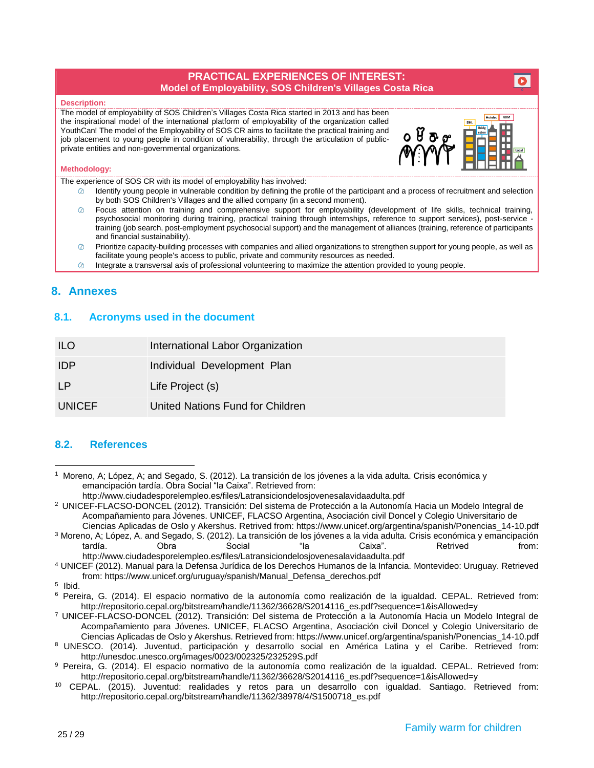**PRACTICAL EXPERIENCES OF INTEREST:**
**Model of Employability, SOS Children's Villages Costa Rica**

**Description:**

The model of employability of SOS Children's Villages Costa Rica started in 2013 and has been the inspirational model of the international platform of employability of the organization called YouthCan! The model of the Employability of SOS CR aims to facilitate the practical training and job placement to young people in condition of vulnerability, through the articulation of public-private entities and non-governmental organizations.

**Methodology:**

The experience of SOS CR with its model of employability has involved:

- Identify young people in vulnerable condition by defining the profile of the participant and a process of recruitment and selection by both SOS Children's Villages and the allied company (in a second moment).
- Focus attention on training and comprehensive support for employability (development of life skills, technical training, psychosocial monitoring during training, practical training through internships, reference to support services), post-service - training (job search, post-employment psychosocial support) and the management of alliances (training, reference of participants and financial sustainability).
- Prioritize capacity-building processes with companies and allied organizations to strengthen support for young people, as well as facilitate young people's access to public, private and community resources as needed.
- Integrate a transversal axis of professional volunteering to maximize the attention provided to young people.

## 8. Annexes

### 8.1. Acronyms used in the document

| | |
|---|---|
| ILO | International Labor Organization |
| IDP | Individual Development Plan |
| LP | Life Project (s) |
| UNICEF | United Nations Fund for Children |

### 8.2. References

[1] Moreno, A; López, A; and Segado, S. (2012). La transición de los jóvenes a la vida adulta. Crisis económica y emancipación tardía. Obra Social "la Caixa". Retrieved from: http://www.ciudadesporelempleo.es/files/Latransiciondelosjovenesalavidaadulta.pdf

[2] UNICEF-FLACSO-DONCEL (2012). Transición: Del sistema de Protección a la Autonomía Hacia un Modelo Integral de Acompañamiento para Jóvenes. UNICEF, FLACSO Argentina, Asociación civil Doncel y Colegio Universitario de Ciencias Aplicadas de Oslo y Akershus. Retrived from: https://www.unicef.org/argentina/spanish/Ponencias_14-10.pdf

[3] Moreno, A; López, A. and Segado, S. (2012). La transición de los jóvenes a la vida adulta. Crisis económica y emancipación tardía. Obra Social "la Caixa". Retrived from: http://www.ciudadesporelempleo.es/files/Latransiciondelosjovenesalavidaadulta.pdf

[4] UNICEF (2012). Manual para la Defensa Jurídica de los Derechos Humanos de la Infancia. Montevideo: Uruguay. Retrieved from: https://www.unicef.org/uruguay/spanish/Manual_Defensa_derechos.pdf

[5] Ibid.

[6] Pereira, G. (2014). El espacio normativo de la autonomía como realización de la igualdad. CEPAL. Retrieved from: http://repositorio.cepal.org/bitstream/handle/11362/36628/S2014116_es.pdf?sequence=1&isAllowed=y

[7] UNICEF-FLACSO-DONCEL (2012). Transición: Del sistema de Protección a la Autonomía Hacia un Modelo Integral de Acompañamiento para Jóvenes. UNICEF, FLACSO Argentina, Asociación civil Doncel y Colegio Universitario de Ciencias Aplicadas de Oslo y Akershus. Retrieved from: https://www.unicef.org/argentina/spanish/Ponencias_14-10.pdf

[8] UNESCO. (2014). Juventud, participación y desarrollo social en América Latina y el Caribe. Retrieved from: http://unesdoc.unesco.org/images/0023/002325/232529S.pdf

[9] Pereira, G. (2014). El espacio normativo de la autonomía como realización de la igualdad. CEPAL. Retrieved from: http://repositorio.cepal.org/bitstream/handle/11362/36628/S2014116_es.pdf?sequence=1&isAllowed=y

[10] CEPAL. (2015). Juventud: realidades y retos para un desarrollo con igualdad. Santiago. Retrieved from: http://repositorio.cepal.org/bitstream/handle/11362/38978/4/S1500718_es.pdf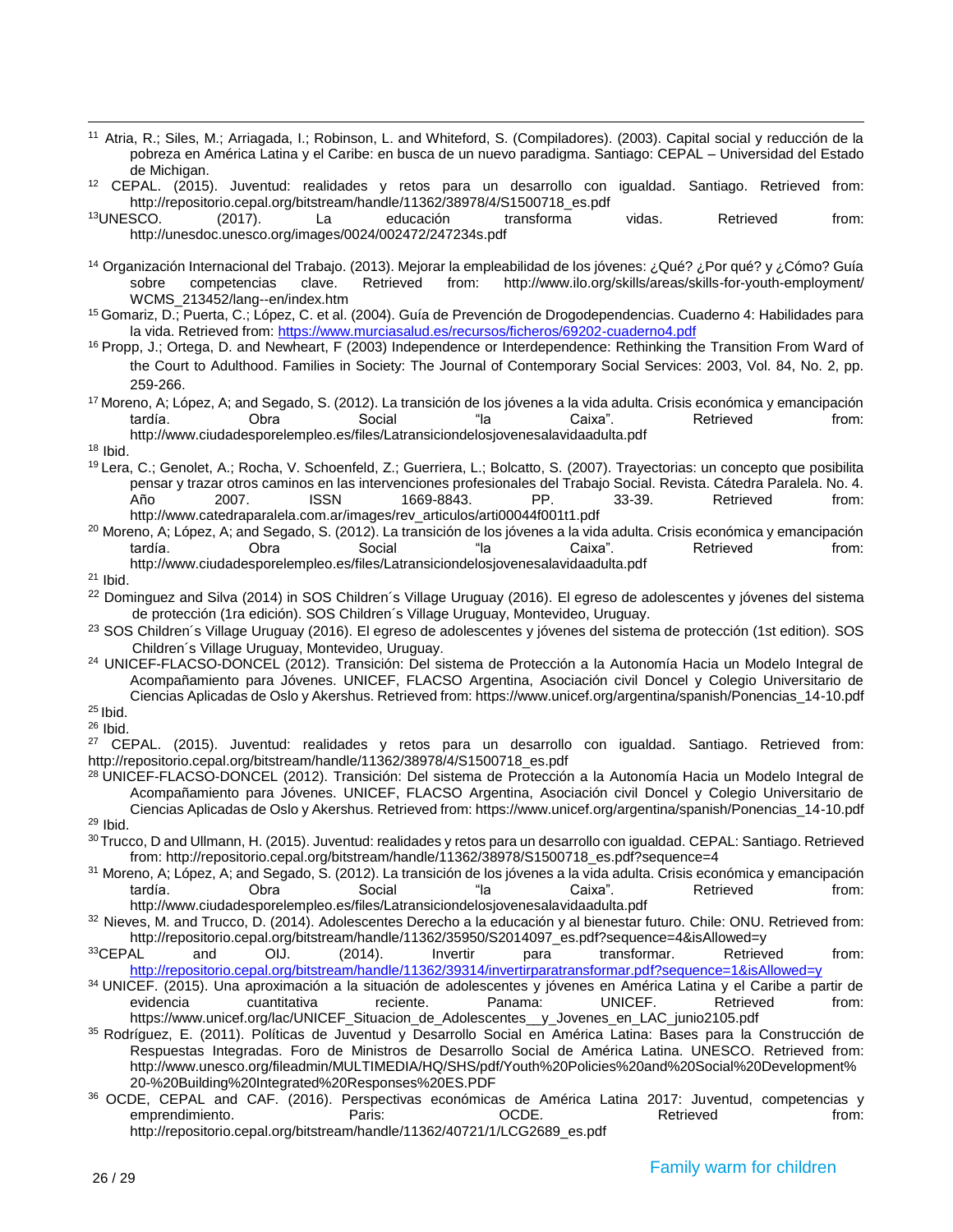[11] Atria, R.; Siles, M.; Arriagada, I.; Robinson, L. and Whiteford, S. (Compiladores). (2003). Capital social y reducción de la pobreza en América Latina y el Caribe: en busca de un nuevo paradigma. Santiago: CEPAL – Universidad del Estado de Michigan.

[12] CEPAL. (2015). Juventud: realidades y retos para un desarrollo con igualdad. Santiago. Retrieved from: http://repositorio.cepal.org/bitstream/handle/11362/38978/4/S1500718_es.pdf

[13] UNESCO. (2017). La educación transforma vidas. Retrieved from: http://unesdoc.unesco.org/images/0024/002472/247234s.pdf

[14] Organización Internacional del Trabajo. (2013). Mejorar la empleabilidad de los jóvenes: ¿Qué? ¿Por qué? y ¿Cómo? Guía sobre competencias clave. Retrieved from: http://www.ilo.org/skills/areas/skills-for-youth-employment/WCMS_213452/lang--en/index.htm

[15] Gomariz, D.; Puerta, C.; López, C. et al. (2004). Guía de Prevención de Drogodependencias. Cuaderno 4: Habilidades para la vida. Retrieved from: https://www.murciasalud.es/recursos/ficheros/69202-cuaderno4.pdf

[16] Propp, J.; Ortega, D. and Newheart, F (2003) Independence or Interdependence: Rethinking the Transition From Ward of the Court to Adulthood. Families in Society: The Journal of Contemporary Social Services: 2003, Vol. 84, No. 2, pp. 259-266.

[17] Moreno, A; López, A; and Segado, S. (2012). La transición de los jóvenes a la vida adulta. Crisis económica y emancipación tardía. Obra Social "la Caixa". Retrieved from: http://www.ciudadesporelempleo.es/files/Latransiciondelosjovenesalavidaadulta.pdf

[18] Ibid.

[19] Lera, C.; Genolet, A.; Rocha, V. Schoenfeld, Z.; Guerriera, L.; Bolcatto, S. (2007). Trayectorias: un concepto que posibilita pensar y trazar otros caminos en las intervenciones profesionales del Trabajo Social. Revista. Cátedra Paralela. No. 4. Año 2007. ISSN 1669-8843. PP. 33-39. Retrieved from: http://www.catedraparalela.com.ar/images/rev_articulos/arti00044f001t1.pdf

[20] Moreno, A; López, A; and Segado, S. (2012). La transición de los jóvenes a la vida adulta. Crisis económica y emancipación tardía. Obra Social "la Caixa". Retrieved from: http://www.ciudadesporelempleo.es/files/Latransiciondelosjovenesalavidaadulta.pdf

[21] Ibid.

[22] Dominguez and Silva (2014) in SOS Children´s Village Uruguay (2016). El egreso de adolescentes y jóvenes del sistema de protección (1ra edición). SOS Children´s Village Uruguay, Montevideo, Uruguay.

[23] SOS Children´s Village Uruguay (2016). El egreso de adolescentes y jóvenes del sistema de protección (1st edition). SOS Children´s Village Uruguay, Montevideo, Uruguay.

[24] UNICEF-FLACSO-DONCEL (2012). Transición: Del sistema de Protección a la Autonomía Hacia un Modelo Integral de Acompañamiento para Jóvenes. UNICEF, FLACSO Argentina, Asociación civil Doncel y Colegio Universitario de Ciencias Aplicadas de Oslo y Akershus. Retrieved from: https://www.unicef.org/argentina/spanish/Ponencias_14-10.pdf

[25] Ibid.

[26] Ibid.

[27] CEPAL. (2015). Juventud: realidades y retos para un desarrollo con igualdad. Santiago. Retrieved from: http://repositorio.cepal.org/bitstream/handle/11362/38978/4/S1500718_es.pdf

[28] UNICEF-FLACSO-DONCEL (2012). Transición: Del sistema de Protección a la Autonomía Hacia un Modelo Integral de Acompañamiento para Jóvenes. UNICEF, FLACSO Argentina, Asociación civil Doncel y Colegio Universitario de Ciencias Aplicadas de Oslo y Akershus. Retrieved from: https://www.unicef.org/argentina/spanish/Ponencias_14-10.pdf

[29] Ibid.

[30] Trucco, D and Ullmann, H. (2015). Juventud: realidades y retos para un desarrollo con igualdad. CEPAL: Santiago. Retrieved from: http://repositorio.cepal.org/bitstream/handle/11362/38978/S1500718_es.pdf?sequence=4

[31] Moreno, A; López, A; and Segado, S. (2012). La transición de los jóvenes a la vida adulta. Crisis económica y emancipación tardía. Obra Social "la Caixa". Retrieved from: http://www.ciudadesporelempleo.es/files/Latransiciondelosjovenesalavidaadulta.pdf

[32] Nieves, M. and Trucco, D. (2014). Adolescentes Derecho a la educación y al bienestar futuro. Chile: ONU. Retrieved from: http://repositorio.cepal.org/bitstream/handle/11362/35950/S2014097_es.pdf?sequence=4&isAllowed=y

[33] CEPAL and OIJ. (2014). Invertir para transformar. Retrieved from: http://repositorio.cepal.org/bitstream/handle/11362/39314/invertirparatransformar.pdf?sequence=1&isAllowed=y

[34] UNICEF. (2015). Una aproximación a la situación de adolescentes y jóvenes en América Latina y el Caribe a partir de evidencia cuantitativa reciente. Panama: UNICEF. Retrieved from: https://www.unicef.org/lac/UNICEF_Situacion_de_Adolescentes__y_Jovenes_en_LAC_junio2105.pdf

[35] Rodríguez, E. (2011). Políticas de Juventud y Desarrollo Social en América Latina: Bases para la Construcción de Respuestas Integradas. Foro de Ministros de Desarrollo Social de América Latina. UNESCO. Retrieved from: http://www.unesco.org/fileadmin/MULTIMEDIA/HQ/SHS/pdf/Youth%20Policies%20and%20Social%20Development%20-%20Building%20Integrated%20Responses%20ES.PDF

[36] OCDE, CEPAL and CAF. (2016). Perspectivas económicas de América Latina 2017: Juventud, competencias y emprendimiento. Paris: OCDE. Retrieved from: http://repositorio.cepal.org/bitstream/handle/11362/40721/1/LCG2689_es.pdf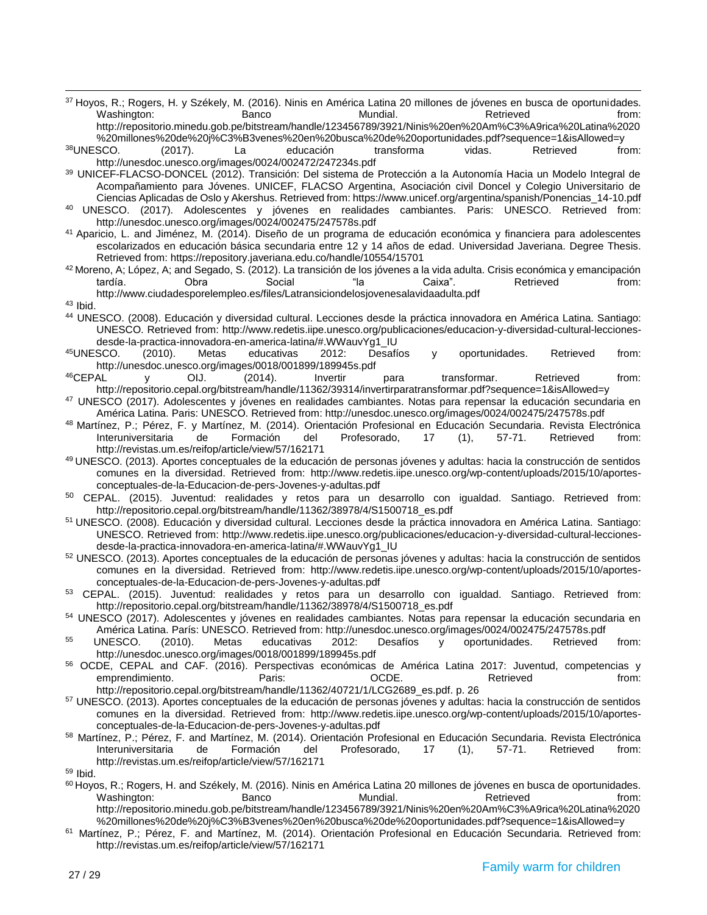[37] Hoyos, R.; Rogers, H. y Székely, M. (2016). Ninis en América Latina 20 millones de jóvenes en busca de oportunidades. Washington: Banco Mundial. Retrieved from: http://repositorio.minedu.gob.pe/bitstream/handle/123456789/3921/Ninis%20en%20Am%C3%A9rica%20Latina%2020%20millones%20de%20j%C3%B3venes%20en%20busca%20de%20oportunidades.pdf?sequence=1&isAllowed=y

[38] UNESCO. (2017). La educación transforma vidas. Retrieved from: http://unesdoc.unesco.org/images/0024/002472/247234s.pdf

[39] UNICEF-FLACSO-DONCEL (2012). Transición: Del sistema de Protección a la Autonomía Hacia un Modelo Integral de Acompañamiento para Jóvenes. UNICEF, FLACSO Argentina, Asociación civil Doncel y Colegio Universitario de Ciencias Aplicadas de Oslo y Akershus. Retrieved from: https://www.unicef.org/argentina/spanish/Ponencias_14-10.pdf

[40] UNESCO. (2017). Adolescentes y jóvenes en realidades cambiantes. Paris: UNESCO. Retrieved from: http://unesdoc.unesco.org/images/0024/002475/247578s.pdf

[41] Aparicio, L. and Jiménez, M. (2014). Diseño de un programa de educación económica y financiera para adolescentes escolarizados en educación básica secundaria entre 12 y 14 años de edad. Universidad Javeriana. Degree Thesis. Retrieved from: https://repository.javeriana.edu.co/handle/10554/15701

[42] Moreno, A; López, A; and Segado, S. (2012). La transición de los jóvenes a la vida adulta. Crisis económica y emancipación tardía. Obra Social "la Caixa". Retrieved from: http://www.ciudadesporelempleo.es/files/Latransiciondelosjovenesalavidaadulta.pdf

[43] Ibid.

[44] UNESCO. (2008). Educación y diversidad cultural. Lecciones desde la práctica innovadora en América Latina. Santiago: UNESCO. Retrieved from: http://www.redetis.iipe.unesco.org/publicaciones/educacion-y-diversidad-cultural-lecciones-desde-la-practica-innovadora-en-america-latina/#.WWauvYg1_IU

[45] UNESCO. (2010). Metas educativas 2012: Desafíos y oportunidades. Retrieved from: http://unesdoc.unesco.org/images/0018/001899/189945s.pdf

[46] CEPAL y OIJ. (2014). Invertir para transformar. Retrieved from: http://repositorio.cepal.org/bitstream/handle/11362/39314/invertirparatransformar.pdf?sequence=1&isAllowed=y

[47] UNESCO (2017). Adolescentes y jóvenes en realidades cambiantes. Notas para repensar la educación secundaria en América Latina. Paris: UNESCO. Retrieved from: http://unesdoc.unesco.org/images/0024/002475/247578s.pdf

[48] Martínez, P.; Pérez, F. y Martínez, M. (2014). Orientación Profesional en Educación Secundaria. Revista Electrónica Interuniversitaria de Formación del Profesorado, 17 (1), 57-71. Retrieved from: http://revistas.um.es/reifop/article/view/57/162171

[49] UNESCO. (2013). Aportes conceptuales de la educación de personas jóvenes y adultas: hacia la construcción de sentidos comunes en la diversidad. Retrieved from: http://www.redetis.iipe.unesco.org/wp-content/uploads/2015/10/aportes-conceptuales-de-la-Educacion-de-pers-Jovenes-y-adultas.pdf

[50] CEPAL. (2015). Juventud: realidades y retos para un desarrollo con igualdad. Santiago. Retrieved from: http://repositorio.cepal.org/bitstream/handle/11362/38978/4/S1500718_es.pdf

[51] UNESCO. (2008). Educación y diversidad cultural. Lecciones desde la práctica innovadora en América Latina. Santiago: UNESCO. Retrieved from: http://www.redetis.iipe.unesco.org/publicaciones/educacion-y-diversidad-cultural-lecciones-desde-la-practica-innovadora-en-america-latina/#.WWauvYg1_IU

[52] UNESCO. (2013). Aportes conceptuales de la educación de personas jóvenes y adultas: hacia la construcción de sentidos comunes en la diversidad. Retrieved from: http://www.redetis.iipe.unesco.org/wp-content/uploads/2015/10/aportes-conceptuales-de-la-Educacion-de-pers-Jovenes-y-adultas.pdf

[53] CEPAL. (2015). Juventud: realidades y retos para un desarrollo con igualdad. Santiago. Retrieved from: http://repositorio.cepal.org/bitstream/handle/11362/38978/4/S1500718_es.pdf

[54] UNESCO (2017). Adolescentes y jóvenes en realidades cambiantes. Notas para repensar la educación secundaria en América Latina. París: UNESCO. Retrieved from: http://unesdoc.unesco.org/images/0024/002475/247578s.pdf

[55] UNESCO. (2010). Metas educativas 2012: Desafíos y oportunidades. Retrieved from: http://unesdoc.unesco.org/images/0018/001899/189945s.pdf

[56] OCDE, CEPAL and CAF. (2016). Perspectivas económicas de América Latina 2017: Juventud, competencias y emprendimiento. Paris: OCDE. Retrieved from: http://repositorio.cepal.org/bitstream/handle/11362/40721/1/LCG2689_es.pdf. p. 26

[57] UNESCO. (2013). Aportes conceptuales de la educación de personas jóvenes y adultas: hacia la construcción de sentidos comunes en la diversidad. Retrieved from: http://www.redetis.iipe.unesco.org/wp-content/uploads/2015/10/aportes-conceptuales-de-la-Educacion-de-pers-Jovenes-y-adultas.pdf

[58] Martínez, P.; Pérez, F. and Martínez, M. (2014). Orientación Profesional en Educación Secundaria. Revista Electrónica Interuniversitaria de Formación del Profesorado, 17 (1), 57-71. Retrieved from: http://revistas.um.es/reifop/article/view/57/162171

[59] Ibid.

[60] Hoyos, R.; Rogers, H. and Székely, M. (2016). Ninis en América Latina 20 millones de jóvenes en busca de oportunidades. Washington: Banco Mundial. Retrieved from: http://repositorio.minedu.gob.pe/bitstream/handle/123456789/3921/Ninis%20en%20Am%C3%A9rica%20Latina%2020%20millones%20de%20j%C3%B3venes%20en%20busca%20de%20oportunidades.pdf?sequence=1&isAllowed=y

[61] Martínez, P.; Pérez, F. and Martínez, M. (2014). Orientación Profesional en Educación Secundaria. Retrieved from: http://revistas.um.es/reifop/article/view/57/162171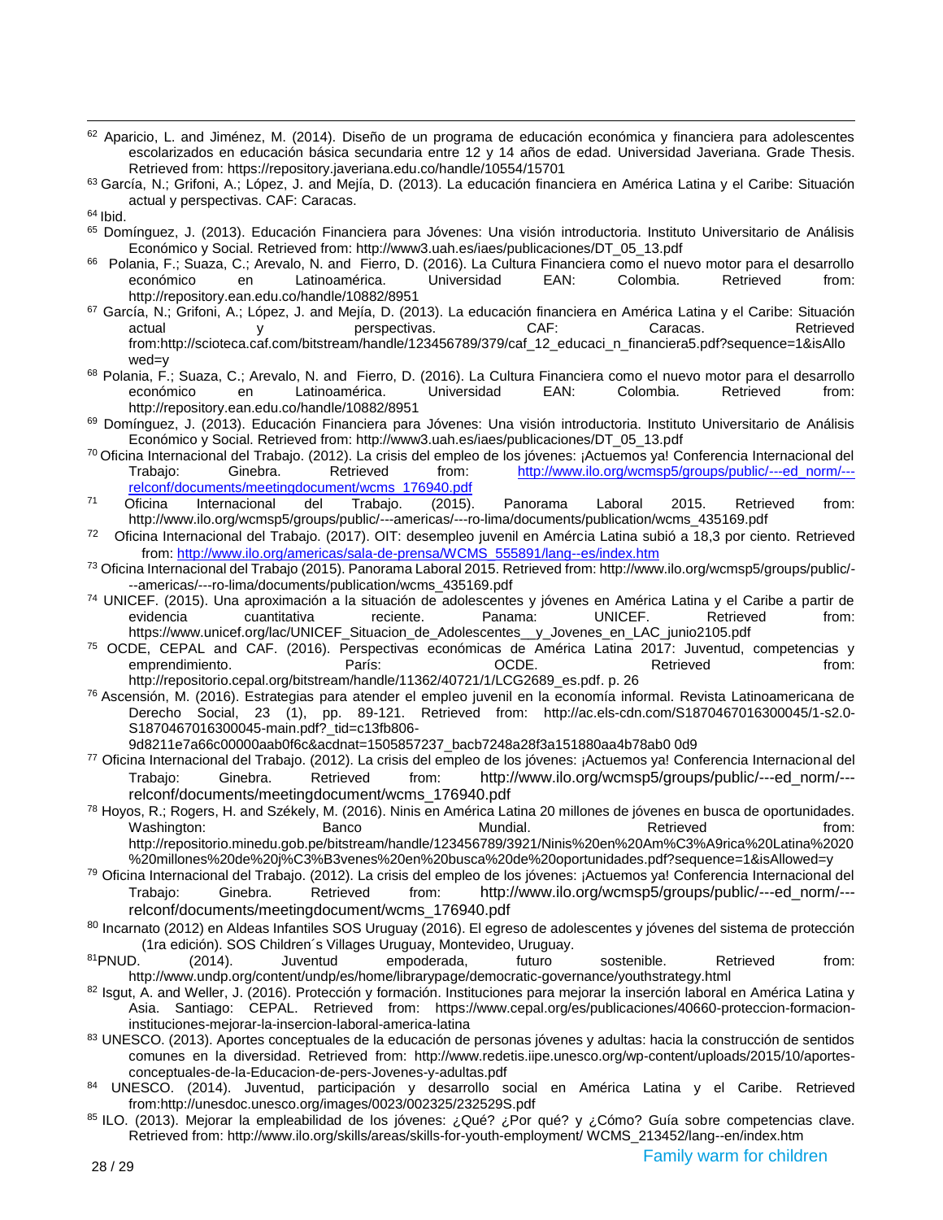[62] Aparicio, L. and Jiménez, M. (2014). Diseño de un programa de educación económica y financiera para adolescentes escolarizados en educación básica secundaria entre 12 y 14 años de edad. Universidad Javeriana. Grade Thesis. Retrieved from: https://repository.javeriana.edu.co/handle/10554/15701

[63] García, N.; Grifoni, A.; López, J. and Mejía, D. (2013). La educación financiera en América Latina y el Caribe: Situación actual y perspectivas. CAF: Caracas.

[64] Ibid.

[65] Domínguez, J. (2013). Educación Financiera para Jóvenes: Una visión introductoria. Instituto Universitario de Análisis Económico y Social. Retrieved from: http://www3.uah.es/iaes/publicaciones/DT_05_13.pdf

[66] Polania, F.; Suaza, C.; Arevalo, N. and Fierro, D. (2016). La Cultura Financiera como el nuevo motor para el desarrollo económico en Latinoamérica. Universidad EAN: Colombia. Retrieved from: http://repository.ean.edu.co/handle/10882/8951

[67] García, N.; Grifoni, A.; López, J. and Mejía, D. (2013). La educación financiera en América Latina y el Caribe: Situación actual y perspectivas. CAF: Caracas. Retrieved from:http://scioteca.caf.com/bitstream/handle/123456789/379/caf_12_educaci_n_financiera5.pdf?sequence=1&isAllowed=y

[68] Polania, F.; Suaza, C.; Arevalo, N. and Fierro, D. (2016). La Cultura Financiera como el nuevo motor para el desarrollo económico en Latinoamérica. Universidad EAN: Colombia. Retrieved from: http://repository.ean.edu.co/handle/10882/8951

[69] Domínguez, J. (2013). Educación Financiera para Jóvenes: Una visión introductoria. Instituto Universitario de Análisis Económico y Social. Retrieved from: http://www3.uah.es/iaes/publicaciones/DT_05_13.pdf

[70] Oficina Internacional del Trabajo. (2012). La crisis del empleo de los jóvenes: ¡Actuemos ya! Conferencia Internacional del Trabajo: Ginebra. Retrieved from: http://www.ilo.org/wcmsp5/groups/public/---ed_norm/---relconf/documents/meetingdocument/wcms_176940.pdf

[71] Oficina Internacional del Trabajo. (2015). Panorama Laboral 2015. Retrieved from: http://www.ilo.org/wcmsp5/groups/public/---americas/---ro-lima/documents/publication/wcms_435169.pdf

[72] Oficina Internacional del Trabajo. (2017). OIT: desempleo juvenil en Amércia Latina subió a 18,3 por ciento. Retrieved from: http://www.ilo.org/americas/sala-de-prensa/WCMS_555891/lang--es/index.htm

[73] Oficina Internacional del Trabajo (2015). Panorama Laboral 2015. Retrieved from: http://www.ilo.org/wcmsp5/groups/public/---americas/---ro-lima/documents/publication/wcms_435169.pdf

[74] UNICEF. (2015). Una aproximación a la situación de adolescentes y jóvenes en América Latina y el Caribe a partir de evidencia cuantitativa reciente. Panama: UNICEF. Retrieved from: https://www.unicef.org/lac/UNICEF_Situacion_de_Adolescentes__y_Jovenes_en_LAC_junio2105.pdf

[75] OCDE, CEPAL and CAF. (2016). Perspectivas económicas de América Latina 2017: Juventud, competencias y emprendimiento. París: OCDE. Retrieved from: http://repositorio.cepal.org/bitstream/handle/11362/40721/1/LCG2689_es.pdf. p. 26

[76] Ascensión, M. (2016). Estrategias para atender el empleo juvenil en la economía informal. Revista Latinoamericana de Derecho Social, 23 (1), pp. 89-121. Retrieved from: http://ac.els-cdn.com/S1870467016300045/1-s2.0-S1870467016300045-main.pdf?_tid=c13fb806-9d8211e7a66c00000aab0f6c&acdnat=1505857237_bacb7248a28f3a151880aa4b78ab0 0d9

[77] Oficina Internacional del Trabajo. (2012). La crisis del empleo de los jóvenes: ¡Actuemos ya! Conferencia Internacional del Trabajo: Ginebra. Retrieved from: http://www.ilo.org/wcmsp5/groups/public/---ed_norm/---relconf/documents/meetingdocument/wcms_176940.pdf

[78] Hoyos, R.; Rogers, H. and Székely, M. (2016). Ninis en América Latina 20 millones de jóvenes en busca de oportunidades. Washington: Banco Mundial. Retrieved from: http://repositorio.minedu.gob.pe/bitstream/handle/123456789/3921/Ninis%20en%20Am%C3%A9rica%20Latina%2020%20millones%20de%20j%C3%B3venes%20en%20busca%20de%20oportunidades.pdf?sequence=1&isAllowed=y

[79] Oficina Internacional del Trabajo. (2012). La crisis del empleo de los jóvenes: ¡Actuemos ya! Conferencia Internacional del Trabajo: Ginebra. Retrieved from: http://www.ilo.org/wcmsp5/groups/public/---ed_norm/---relconf/documents/meetingdocument/wcms_176940.pdf

[80] Incarnato (2012) en Aldeas Infantiles SOS Uruguay (2016). El egreso de adolescentes y jóvenes del sistema de protección (1ra edición). SOS Children´s Villages Uruguay, Montevideo, Uruguay.

[81] PNUD. (2014). Juventud empoderada, futuro sostenible. Retrieved from: http://www.undp.org/content/undp/es/home/librarypage/democratic-governance/youthstrategy.html

[82] Isgut, A. and Weller, J. (2016). Protección y formación. Instituciones para mejorar la inserción laboral en América Latina y Asia. Santiago: CEPAL. Retrieved from: https://www.cepal.org/es/publicaciones/40660-proteccion-formacion-instituciones-mejorar-la-insercion-laboral-america-latina

[83] UNESCO. (2013). Aportes conceptuales de la educación de personas jóvenes y adultas: hacia la construcción de sentidos comunes en la diversidad. Retrieved from: http://www.redetis.iipe.unesco.org/wp-content/uploads/2015/10/aportes-conceptuales-de-la-Educacion-de-pers-Jovenes-y-adultas.pdf

[84] UNESCO. (2014). Juventud, participación y desarrollo social en América Latina y el Caribe. Retrieved from:http://unesdoc.unesco.org/images/0023/002325/232529S.pdf

[85] ILO. (2013). Mejorar la empleabilidad de los jóvenes: ¿Qué? ¿Por qué? y ¿Cómo? Guía sobre competencias clave. Retrieved from: http://www.ilo.org/skills/areas/skills-for-youth-employment/ WCMS_213452/lang--en/index.htm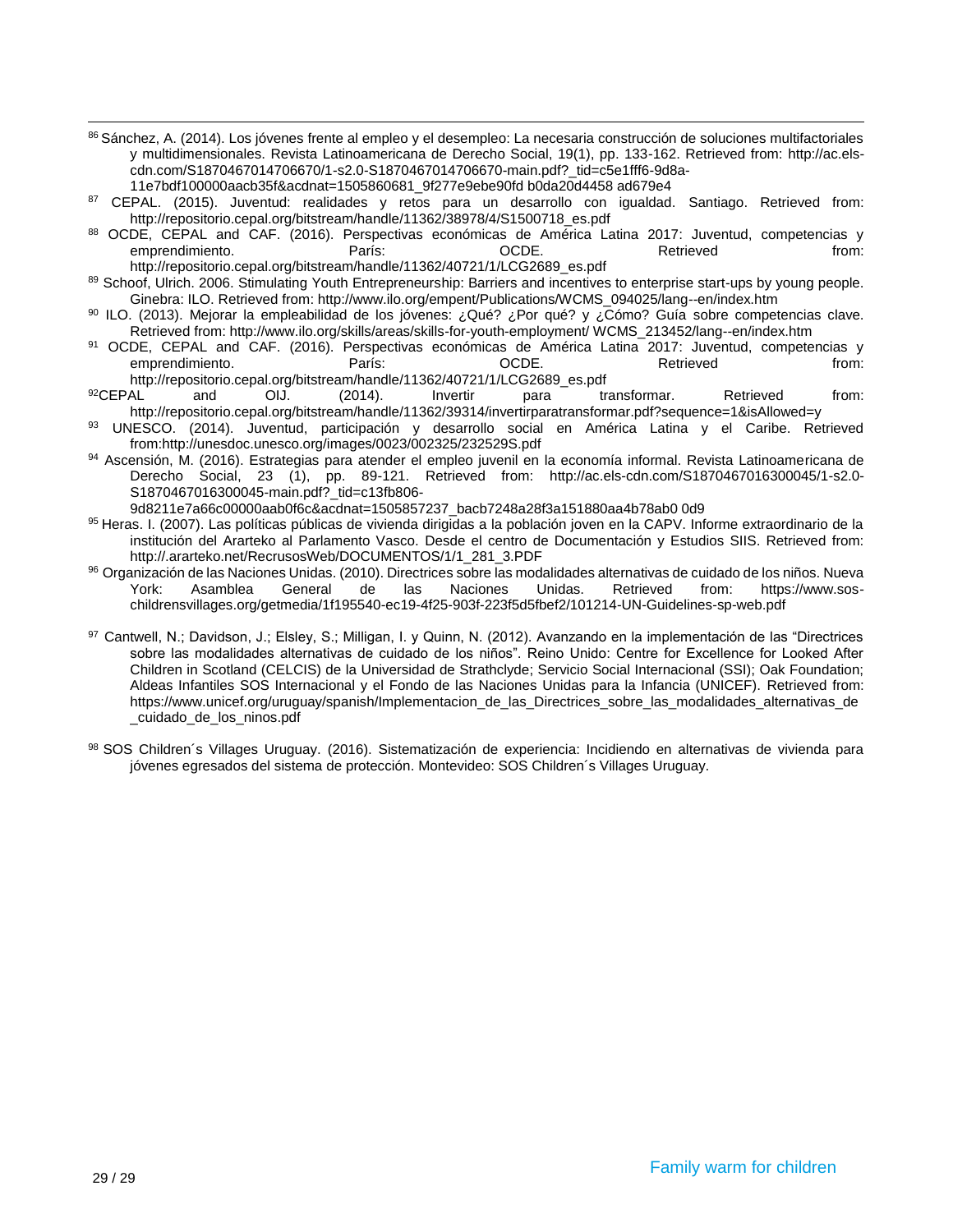[86] Sánchez, A. (2014). Los jóvenes frente al empleo y el desempleo: La necesaria construcción de soluciones multifactoriales y multidimensionales. Revista Latinoamericana de Derecho Social, 19(1), pp. 133-162. Retrieved from: http://ac.els-cdn.com/S1870467014706670/1-s2.0-S1870467014706670-main.pdf?_tid=c5e1fff6-9d8a-11e7bdf100000aacb35f&acdnat=1505860681_9f277e9ebe90fd b0da20d4458 ad679e4

[87] CEPAL. (2015). Juventud: realidades y retos para un desarrollo con igualdad. Santiago. Retrieved from: http://repositorio.cepal.org/bitstream/handle/11362/38978/4/S1500718_es.pdf

[88] OCDE, CEPAL and CAF. (2016). Perspectivas económicas de América Latina 2017: Juventud, competencias y emprendimiento. París: OCDE. Retrieved from: http://repositorio.cepal.org/bitstream/handle/11362/40721/1/LCG2689_es.pdf

[89] Schoof, Ulrich. 2006. Stimulating Youth Entrepreneurship: Barriers and incentives to enterprise start-ups by young people. Ginebra: ILO. Retrieved from: http://www.ilo.org/empent/Publications/WCMS_094025/lang--en/index.htm

[90] ILO. (2013). Mejorar la empleabilidad de los jóvenes: ¿Qué? ¿Por qué? y ¿Cómo? Guía sobre competencias clave. Retrieved from: http://www.ilo.org/skills/areas/skills-for-youth-employment/ WCMS_213452/lang--en/index.htm

[91] OCDE, CEPAL and CAF. (2016). Perspectivas económicas de América Latina 2017: Juventud, competencias y emprendimiento. París: OCDE. Retrieved from: http://repositorio.cepal.org/bitstream/handle/11362/40721/1/LCG2689_es.pdf

[92] CEPAL and OIJ. (2014). Invertir para transformar. Retrieved from: http://repositorio.cepal.org/bitstream/handle/11362/39314/invertirparatransformar.pdf?sequence=1&isAllowed=y

[93] UNESCO. (2014). Juventud, participación y desarrollo social en América Latina y el Caribe. Retrieved from:http://unesdoc.unesco.org/images/0023/002325/232529S.pdf

[94] Ascensión, M. (2016). Estrategias para atender el empleo juvenil en la economía informal. Revista Latinoamericana de Derecho Social, 23 (1), pp. 89-121. Retrieved from: http://ac.els-cdn.com/S1870467016300045/1-s2.0-S1870467016300045-main.pdf?_tid=c13fb806-9d8211e7a66c00000aab0f6c&acdnat=1505857237_bacb7248a28f3a151880aa4b78ab0 0d9

[95] Heras. I. (2007). Las políticas públicas de vivienda dirigidas a la población joven en la CAPV. Informe extraordinario de la institución del Ararteko al Parlamento Vasco. Desde el centro de Documentación y Estudios SIIS. Retrieved from: http://.ararteko.net/RecrusosWeb/DOCUMENTOS/1/1_281_3.PDF

[96] Organización de las Naciones Unidas. (2010). Directrices sobre las modalidades alternativas de cuidado de los niños. Nueva York: Asamblea General de las Naciones Unidas. Retrieved from: https://www.sos-childrensvillages.org/getmedia/1f195540-ec19-4f25-903f-223f5d5fbef2/101214-UN-Guidelines-sp-web.pdf

[97] Cantwell, N.; Davidson, J.; Elsley, S.; Milligan, I. y Quinn, N. (2012). Avanzando en la implementación de las "Directrices sobre las modalidades alternativas de cuidado de los niños". Reino Unido: Centre for Excellence for Looked After Children in Scotland (CELCIS) de la Universidad de Strathclyde; Servicio Social Internacional (SSI); Oak Foundation; Aldeas Infantiles SOS Internacional y el Fondo de las Naciones Unidas para la Infancia (UNICEF). Retrieved from: https://www.unicef.org/uruguay/spanish/Implementacion_de_las_Directrices_sobre_las_modalidades_alternativas_de_cuidado_de_los_ninos.pdf

[98] SOS Children´s Villages Uruguay. (2016). Sistematización de experiencia: Incidiendo en alternativas de vivienda para jóvenes egresados del sistema de protección. Montevideo: SOS Children´s Villages Uruguay.